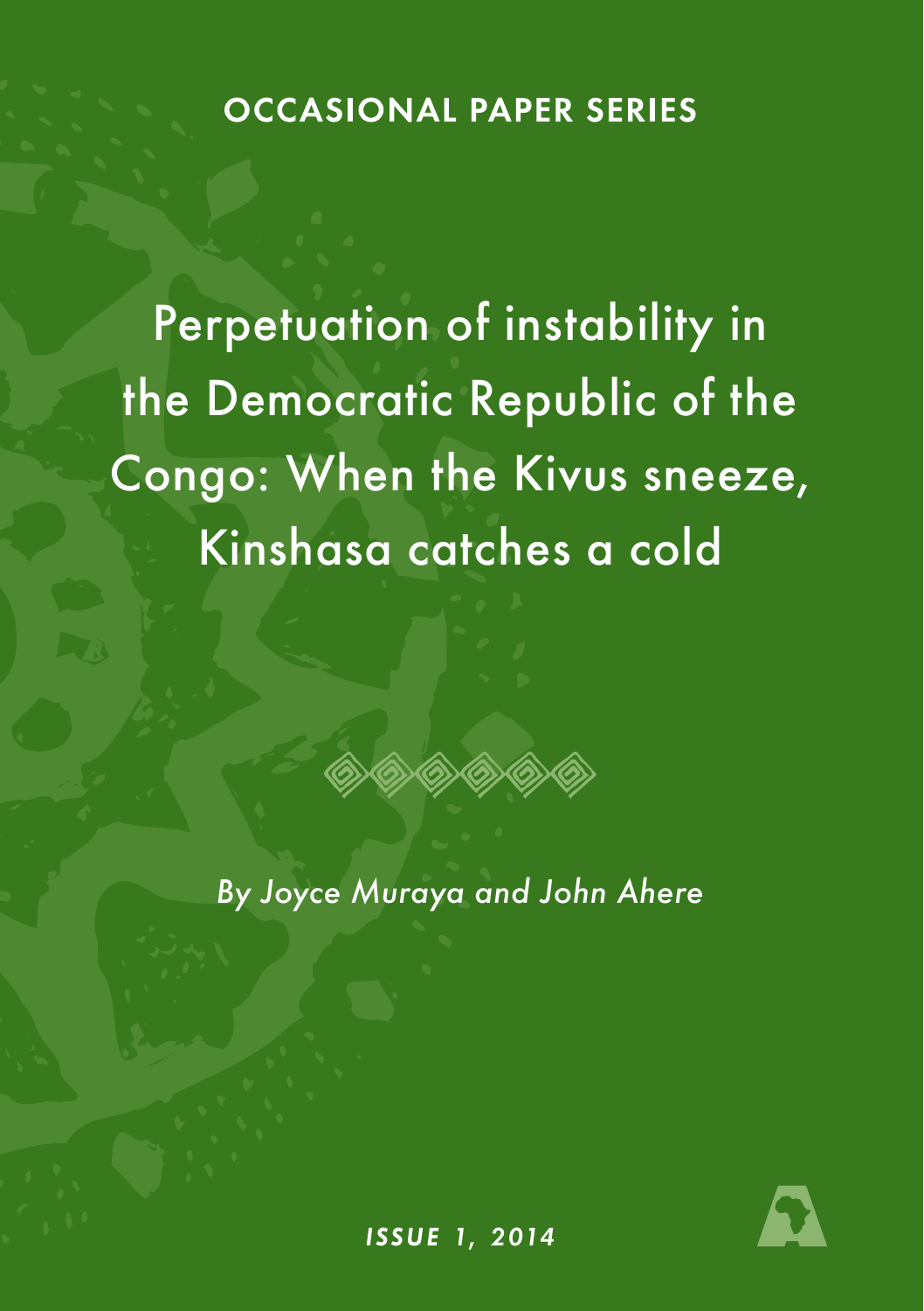OCCASIONAL PAPER SERIES

# Perpetuation of instability in the Democratic Republic of the Congo: When the Kivus sneeze, Kinshasa catches a cold

*By Joyce Muraya and John Ahere*

***ISSUE 1, 2014***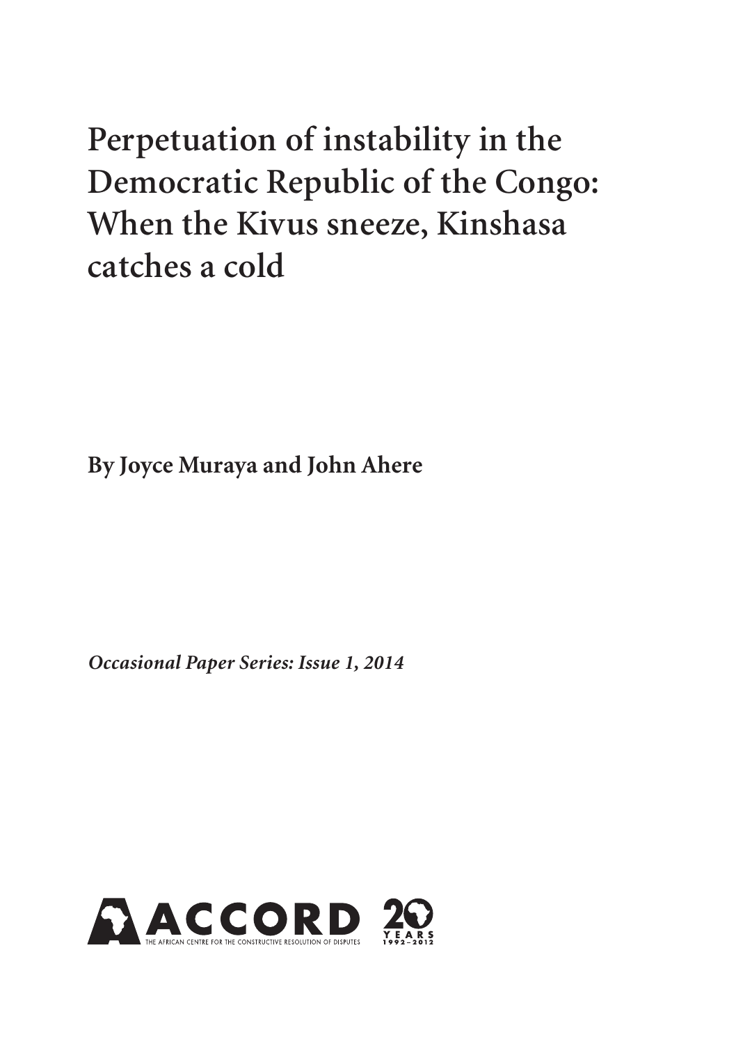# Perpetuation of instability in the Democratic Republic of the Congo: When the Kivus sneeze, Kinshasa catches a cold

**By Joyce Muraya and John Ahere**

***Occasional Paper Series: Issue 1, 2014***

ACCORD
THE AFRICAN CENTRE FOR THE CONSTRUCTIVE RESOLUTION OF DISPUTES

20 YEARS 1992–2012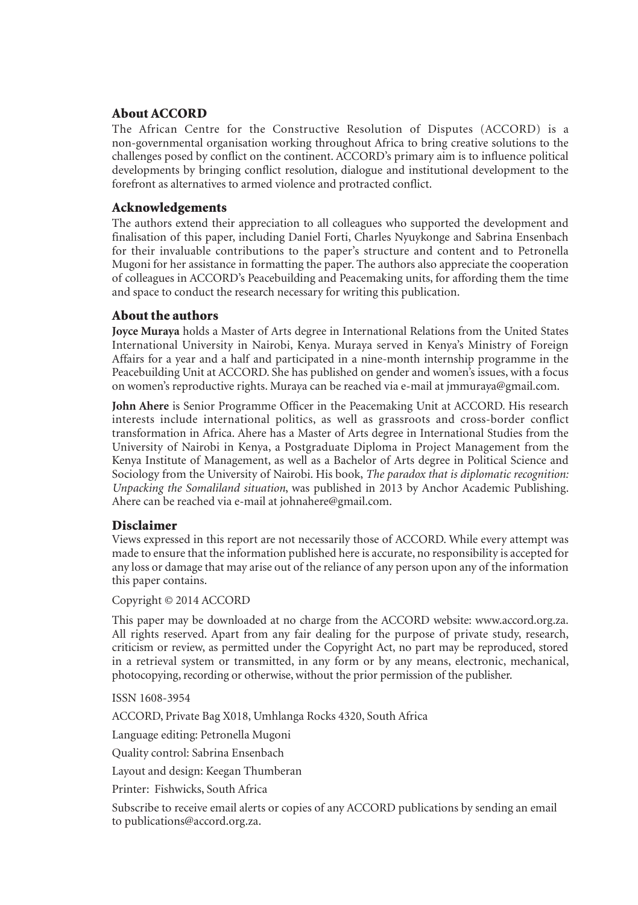## About ACCORD

The African Centre for the Constructive Resolution of Disputes (ACCORD) is a non-governmental organisation working throughout Africa to bring creative solutions to the challenges posed by conflict on the continent. ACCORD's primary aim is to influence political developments by bringing conflict resolution, dialogue and institutional development to the forefront as alternatives to armed violence and protracted conflict.

## Acknowledgements

The authors extend their appreciation to all colleagues who supported the development and finalisation of this paper, including Daniel Forti, Charles Nyuykonge and Sabrina Ensenbach for their invaluable contributions to the paper's structure and content and to Petronella Mugoni for her assistance in formatting the paper. The authors also appreciate the cooperation of colleagues in ACCORD's Peacebuilding and Peacemaking units, for affording them the time and space to conduct the research necessary for writing this publication.

## About the authors

**Joyce Muraya** holds a Master of Arts degree in International Relations from the United States International University in Nairobi, Kenya. Muraya served in Kenya's Ministry of Foreign Affairs for a year and a half and participated in a nine-month internship programme in the Peacebuilding Unit at ACCORD. She has published on gender and women's issues, with a focus on women's reproductive rights. Muraya can be reached via e-mail at jmmuraya@gmail.com.

**John Ahere** is Senior Programme Officer in the Peacemaking Unit at ACCORD. His research interests include international politics, as well as grassroots and cross-border conflict transformation in Africa. Ahere has a Master of Arts degree in International Studies from the University of Nairobi in Kenya, a Postgraduate Diploma in Project Management from the Kenya Institute of Management, as well as a Bachelor of Arts degree in Political Science and Sociology from the University of Nairobi. His book, *The paradox that is diplomatic recognition: Unpacking the Somaliland situation*, was published in 2013 by Anchor Academic Publishing. Ahere can be reached via e-mail at johnahere@gmail.com.

## Disclaimer

Views expressed in this report are not necessarily those of ACCORD. While every attempt was made to ensure that the information published here is accurate, no responsibility is accepted for any loss or damage that may arise out of the reliance of any person upon any of the information this paper contains.

Copyright © 2014 ACCORD

This paper may be downloaded at no charge from the ACCORD website: www.accord.org.za. All rights reserved. Apart from any fair dealing for the purpose of private study, research, criticism or review, as permitted under the Copyright Act, no part may be reproduced, stored in a retrieval system or transmitted, in any form or by any means, electronic, mechanical, photocopying, recording or otherwise, without the prior permission of the publisher.

ISSN 1608-3954

ACCORD, Private Bag X018, Umhlanga Rocks 4320, South Africa

Language editing: Petronella Mugoni

Quality control: Sabrina Ensenbach

Layout and design: Keegan Thumberan

Printer: Fishwicks, South Africa

Subscribe to receive email alerts or copies of any ACCORD publications by sending an email to publications@accord.org.za.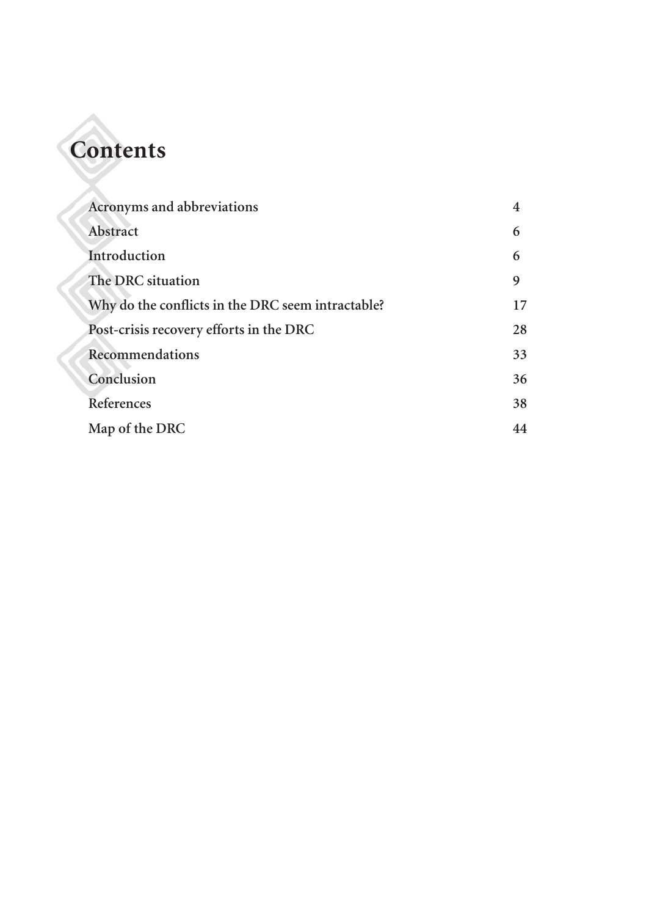# Contents

| | |
|---|---|
| Acronyms and abbreviations | 4 |
| Abstract | 6 |
| Introduction | 6 |
| The DRC situation | 9 |
| Why do the conflicts in the DRC seem intractable? | 17 |
| Post-crisis recovery efforts in the DRC | 28 |
| Recommendations | 33 |
| Conclusion | 36 |
| References | 38 |
| Map of the DRC | 44 |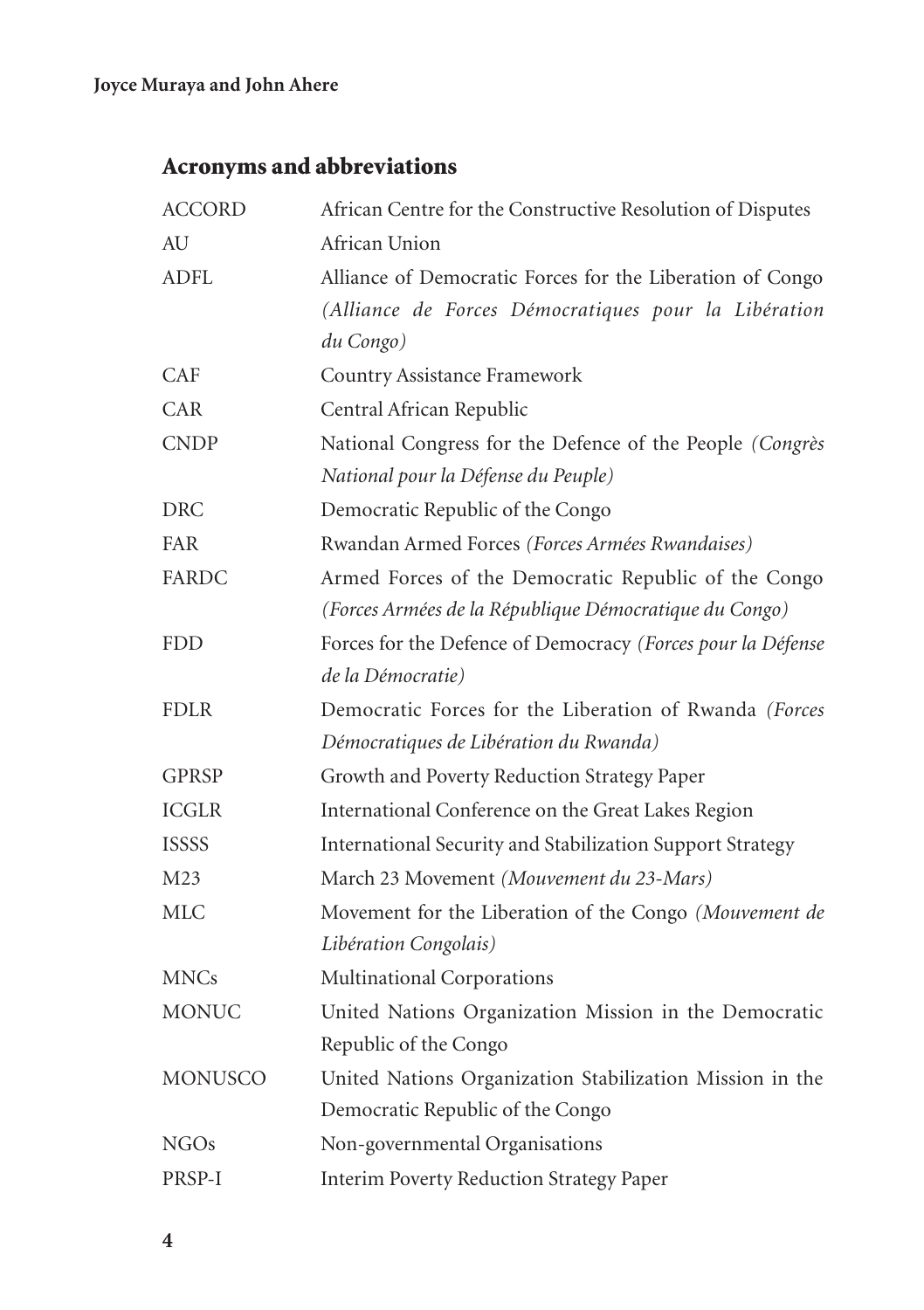## Acronyms and abbreviations

| | |
|---|---|
| ACCORD | African Centre for the Constructive Resolution of Disputes |
| AU | African Union |
| ADFL | Alliance of Democratic Forces for the Liberation of Congo *(Alliance de Forces Démocratiques pour la Libération du Congo)* |
| CAF | Country Assistance Framework |
| CAR | Central African Republic |
| CNDP | National Congress for the Defence of the People *(Congrès National pour la Défense du Peuple)* |
| DRC | Democratic Republic of the Congo |
| FAR | Rwandan Armed Forces *(Forces Armées Rwandaises)* |
| FARDC | Armed Forces of the Democratic Republic of the Congo *(Forces Armées de la République Démocratique du Congo)* |
| FDD | Forces for the Defence of Democracy *(Forces pour la Défense de la Démocratie)* |
| FDLR | Democratic Forces for the Liberation of Rwanda *(Forces Démocratiques de Libération du Rwanda)* |
| GPRSP | Growth and Poverty Reduction Strategy Paper |
| ICGLR | International Conference on the Great Lakes Region |
| ISSSS | International Security and Stabilization Support Strategy |
| M23 | March 23 Movement *(Mouvement du 23-Mars)* |
| MLC | Movement for the Liberation of the Congo *(Mouvement de Libération Congolais)* |
| MNCs | Multinational Corporations |
| MONUC | United Nations Organization Mission in the Democratic Republic of the Congo |
| MONUSCO | United Nations Organization Stabilization Mission in the Democratic Republic of the Congo |
| NGOs | Non-governmental Organisations |
| PRSP-I | Interim Poverty Reduction Strategy Paper |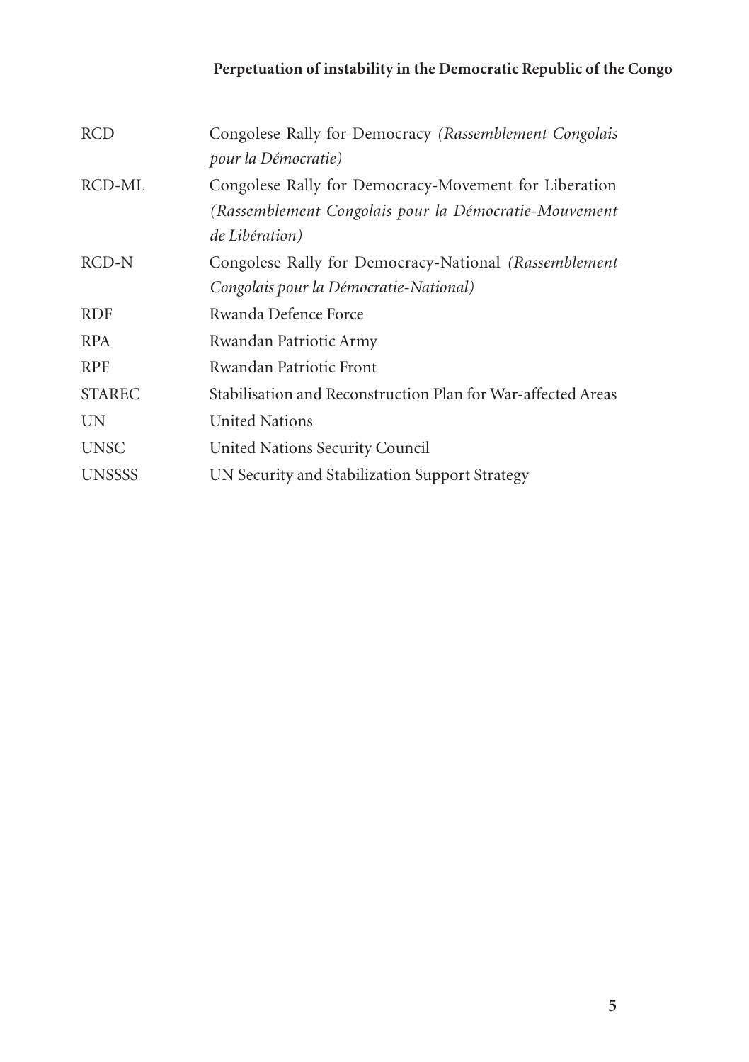| | |
|---|---|
| RCD | Congolese Rally for Democracy *(Rassemblement Congolais pour la Démocratie)* |
| RCD-ML | Congolese Rally for Democracy-Movement for Liberation *(Rassemblement Congolais pour la Démocratie-Mouvement de Libération)* |
| RCD-N | Congolese Rally for Democracy-National *(Rassemblement Congolais pour la Démocratie-National)* |
| RDF | Rwanda Defence Force |
| RPA | Rwandan Patriotic Army |
| RPF | Rwandan Patriotic Front |
| STAREC | Stabilisation and Reconstruction Plan for War-affected Areas |
| UN | United Nations |
| UNSC | United Nations Security Council |
| UNSSSS | UN Security and Stabilization Support Strategy |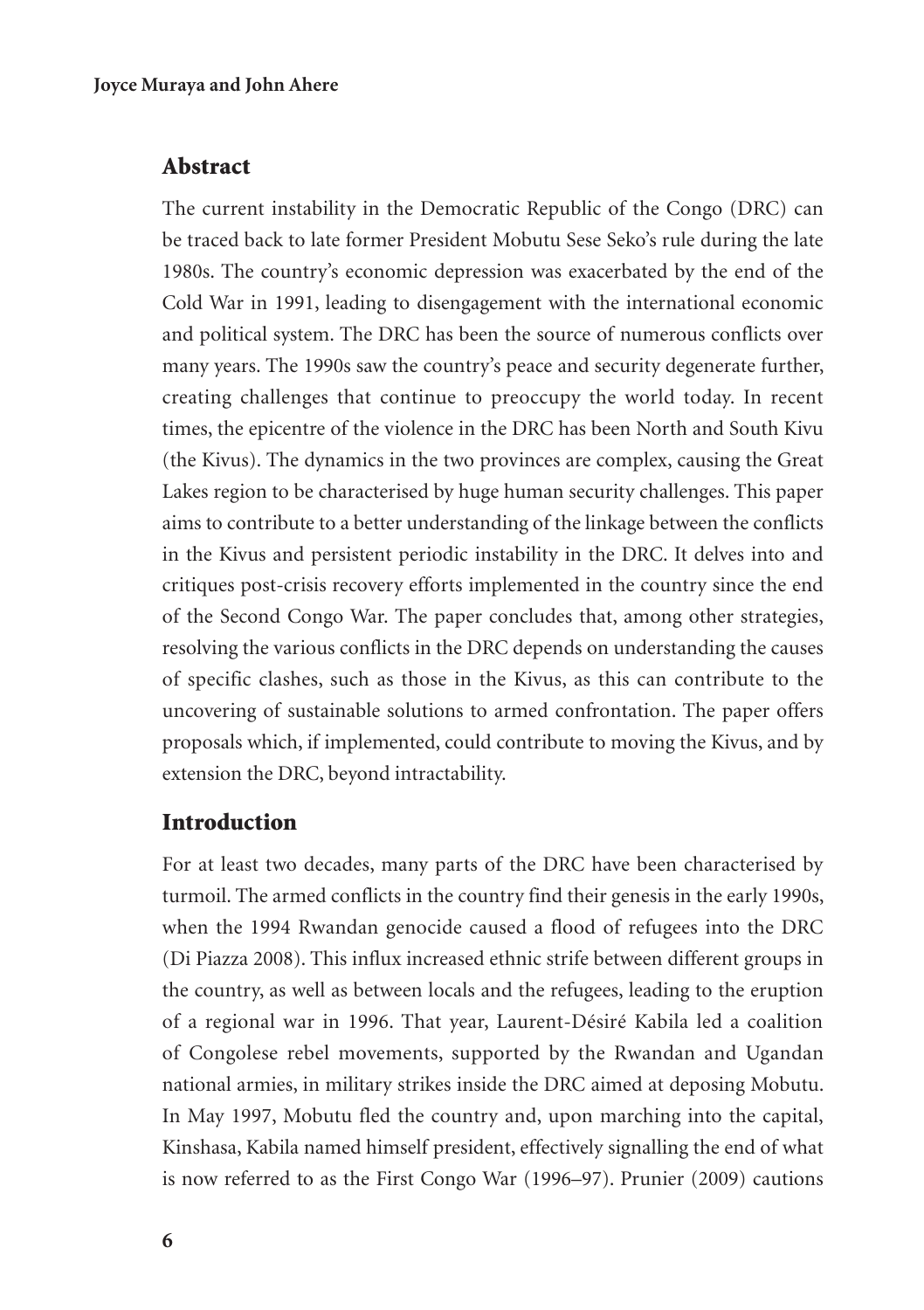## Abstract

The current instability in the Democratic Republic of the Congo (DRC) can be traced back to late former President Mobutu Sese Seko's rule during the late 1980s. The country's economic depression was exacerbated by the end of the Cold War in 1991, leading to disengagement with the international economic and political system. The DRC has been the source of numerous conflicts over many years. The 1990s saw the country's peace and security degenerate further, creating challenges that continue to preoccupy the world today. In recent times, the epicentre of the violence in the DRC has been North and South Kivu (the Kivus). The dynamics in the two provinces are complex, causing the Great Lakes region to be characterised by huge human security challenges. This paper aims to contribute to a better understanding of the linkage between the conflicts in the Kivus and persistent periodic instability in the DRC. It delves into and critiques post-crisis recovery efforts implemented in the country since the end of the Second Congo War. The paper concludes that, among other strategies, resolving the various conflicts in the DRC depends on understanding the causes of specific clashes, such as those in the Kivus, as this can contribute to the uncovering of sustainable solutions to armed confrontation. The paper offers proposals which, if implemented, could contribute to moving the Kivus, and by extension the DRC, beyond intractability.

## Introduction

For at least two decades, many parts of the DRC have been characterised by turmoil. The armed conflicts in the country find their genesis in the early 1990s, when the 1994 Rwandan genocide caused a flood of refugees into the DRC (Di Piazza 2008). This influx increased ethnic strife between different groups in the country, as well as between locals and the refugees, leading to the eruption of a regional war in 1996. That year, Laurent-Désiré Kabila led a coalition of Congolese rebel movements, supported by the Rwandan and Ugandan national armies, in military strikes inside the DRC aimed at deposing Mobutu. In May 1997, Mobutu fled the country and, upon marching into the capital, Kinshasa, Kabila named himself president, effectively signalling the end of what is now referred to as the First Congo War (1996–97). Prunier (2009) cautions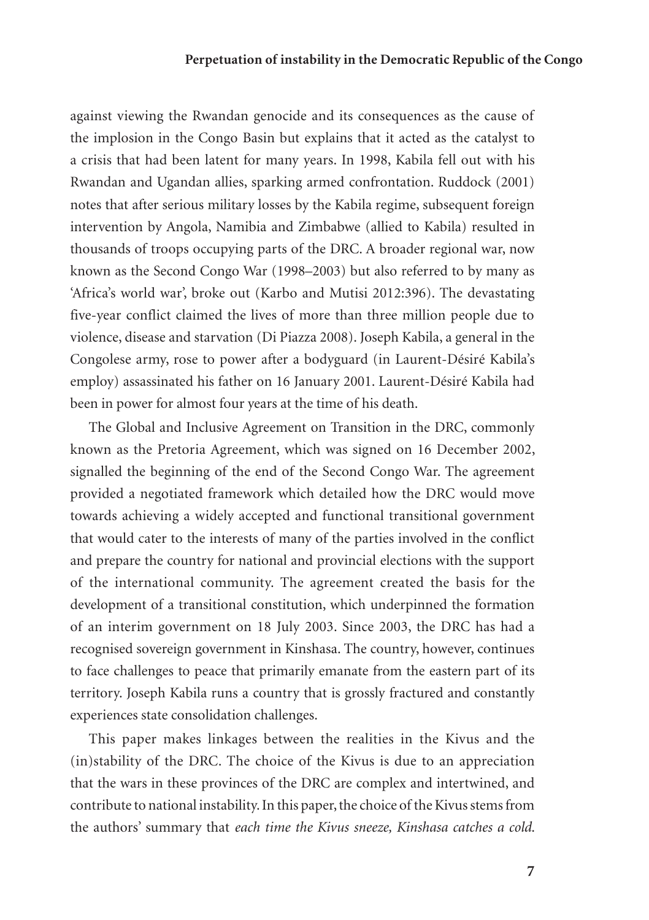against viewing the Rwandan genocide and its consequences as the cause of the implosion in the Congo Basin but explains that it acted as the catalyst to a crisis that had been latent for many years. In 1998, Kabila fell out with his Rwandan and Ugandan allies, sparking armed confrontation. Ruddock (2001) notes that after serious military losses by the Kabila regime, subsequent foreign intervention by Angola, Namibia and Zimbabwe (allied to Kabila) resulted in thousands of troops occupying parts of the DRC. A broader regional war, now known as the Second Congo War (1998–2003) but also referred to by many as 'Africa's world war', broke out (Karbo and Mutisi 2012:396). The devastating five-year conflict claimed the lives of more than three million people due to violence, disease and starvation (Di Piazza 2008). Joseph Kabila, a general in the Congolese army, rose to power after a bodyguard (in Laurent-Désiré Kabila's employ) assassinated his father on 16 January 2001. Laurent-Désiré Kabila had been in power for almost four years at the time of his death.

The Global and Inclusive Agreement on Transition in the DRC, commonly known as the Pretoria Agreement, which was signed on 16 December 2002, signalled the beginning of the end of the Second Congo War. The agreement provided a negotiated framework which detailed how the DRC would move towards achieving a widely accepted and functional transitional government that would cater to the interests of many of the parties involved in the conflict and prepare the country for national and provincial elections with the support of the international community. The agreement created the basis for the development of a transitional constitution, which underpinned the formation of an interim government on 18 July 2003. Since 2003, the DRC has had a recognised sovereign government in Kinshasa. The country, however, continues to face challenges to peace that primarily emanate from the eastern part of its territory. Joseph Kabila runs a country that is grossly fractured and constantly experiences state consolidation challenges.

This paper makes linkages between the realities in the Kivus and the (in)stability of the DRC. The choice of the Kivus is due to an appreciation that the wars in these provinces of the DRC are complex and intertwined, and contribute to national instability. In this paper, the choice of the Kivus stems from the authors' summary that *each time the Kivus sneeze, Kinshasa catches a cold*.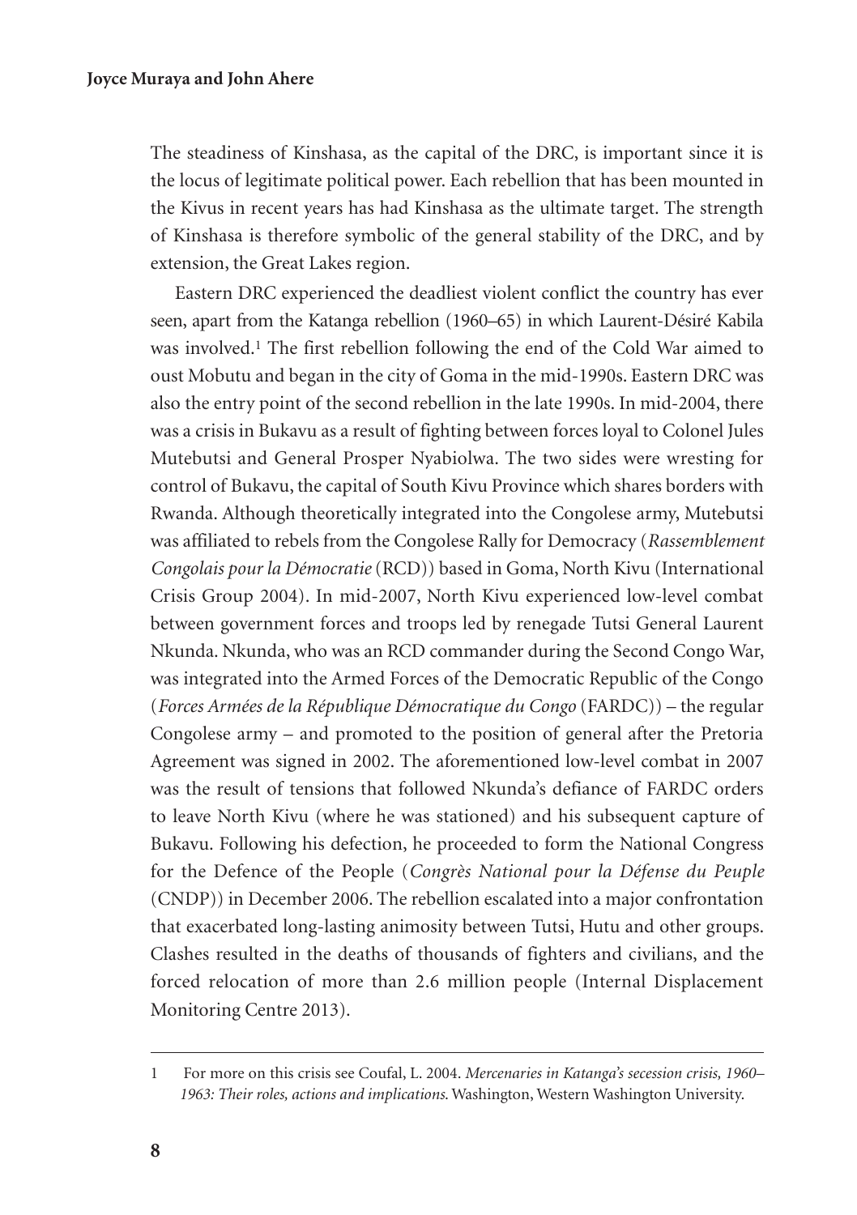The steadiness of Kinshasa, as the capital of the DRC, is important since it is the locus of legitimate political power. Each rebellion that has been mounted in the Kivus in recent years has had Kinshasa as the ultimate target. The strength of Kinshasa is therefore symbolic of the general stability of the DRC, and by extension, the Great Lakes region.

Eastern DRC experienced the deadliest violent conflict the country has ever seen, apart from the Katanga rebellion (1960–65) in which Laurent-Désiré Kabila was involved.[1] The first rebellion following the end of the Cold War aimed to oust Mobutu and began in the city of Goma in the mid-1990s. Eastern DRC was also the entry point of the second rebellion in the late 1990s. In mid-2004, there was a crisis in Bukavu as a result of fighting between forces loyal to Colonel Jules Mutebutsi and General Prosper Nyabiolwa. The two sides were wresting for control of Bukavu, the capital of South Kivu Province which shares borders with Rwanda. Although theoretically integrated into the Congolese army, Mutebutsi was affiliated to rebels from the Congolese Rally for Democracy (*Rassemblement Congolais pour la Démocratie* (RCD)) based in Goma, North Kivu (International Crisis Group 2004). In mid-2007, North Kivu experienced low-level combat between government forces and troops led by renegade Tutsi General Laurent Nkunda. Nkunda, who was an RCD commander during the Second Congo War, was integrated into the Armed Forces of the Democratic Republic of the Congo (*Forces Armées de la République Démocratique du Congo* (FARDC)) – the regular Congolese army – and promoted to the position of general after the Pretoria Agreement was signed in 2002. The aforementioned low-level combat in 2007 was the result of tensions that followed Nkunda's defiance of FARDC orders to leave North Kivu (where he was stationed) and his subsequent capture of Bukavu. Following his defection, he proceeded to form the National Congress for the Defence of the People (*Congrès National pour la Défense du Peuple* (CNDP)) in December 2006. The rebellion escalated into a major confrontation that exacerbated long-lasting animosity between Tutsi, Hutu and other groups. Clashes resulted in the deaths of thousands of fighters and civilians, and the forced relocation of more than 2.6 million people (Internal Displacement Monitoring Centre 2013).

---

1 For more on this crisis see Coufal, L. 2004. *Mercenaries in Katanga's secession crisis, 1960–1963: Their roles, actions and implications*. Washington, Western Washington University.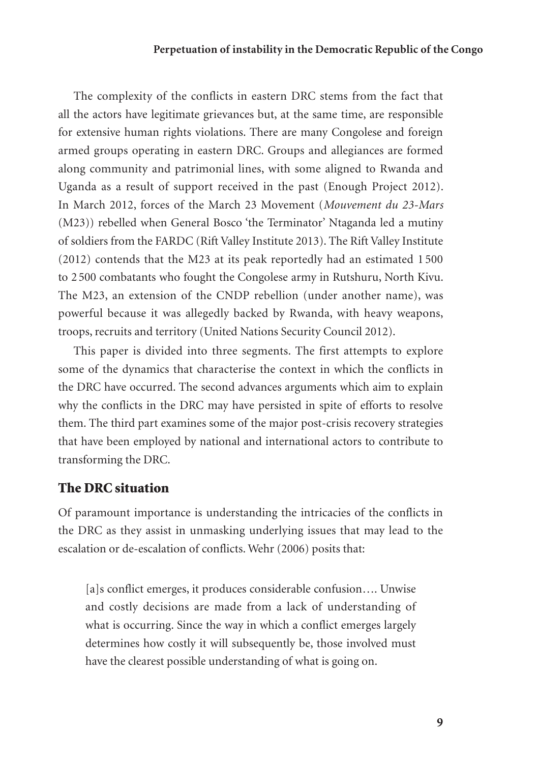The complexity of the conflicts in eastern DRC stems from the fact that all the actors have legitimate grievances but, at the same time, are responsible for extensive human rights violations. There are many Congolese and foreign armed groups operating in eastern DRC. Groups and allegiances are formed along community and patrimonial lines, with some aligned to Rwanda and Uganda as a result of support received in the past (Enough Project 2012). In March 2012, forces of the March 23 Movement (*Mouvement du 23-Mars* (M23)) rebelled when General Bosco 'the Terminator' Ntaganda led a mutiny of soldiers from the FARDC (Rift Valley Institute 2013). The Rift Valley Institute (2012) contends that the M23 at its peak reportedly had an estimated 1 500 to 2 500 combatants who fought the Congolese army in Rutshuru, North Kivu. The M23, an extension of the CNDP rebellion (under another name), was powerful because it was allegedly backed by Rwanda, with heavy weapons, troops, recruits and territory (United Nations Security Council 2012).

This paper is divided into three segments. The first attempts to explore some of the dynamics that characterise the context in which the conflicts in the DRC have occurred. The second advances arguments which aim to explain why the conflicts in the DRC may have persisted in spite of efforts to resolve them. The third part examines some of the major post-crisis recovery strategies that have been employed by national and international actors to contribute to transforming the DRC.

## The DRC situation

Of paramount importance is understanding the intricacies of the conflicts in the DRC as they assist in unmasking underlying issues that may lead to the escalation or de-escalation of conflicts. Wehr (2006) posits that:

> [a]s conflict emerges, it produces considerable confusion…. Unwise and costly decisions are made from a lack of understanding of what is occurring. Since the way in which a conflict emerges largely determines how costly it will subsequently be, those involved must have the clearest possible understanding of what is going on.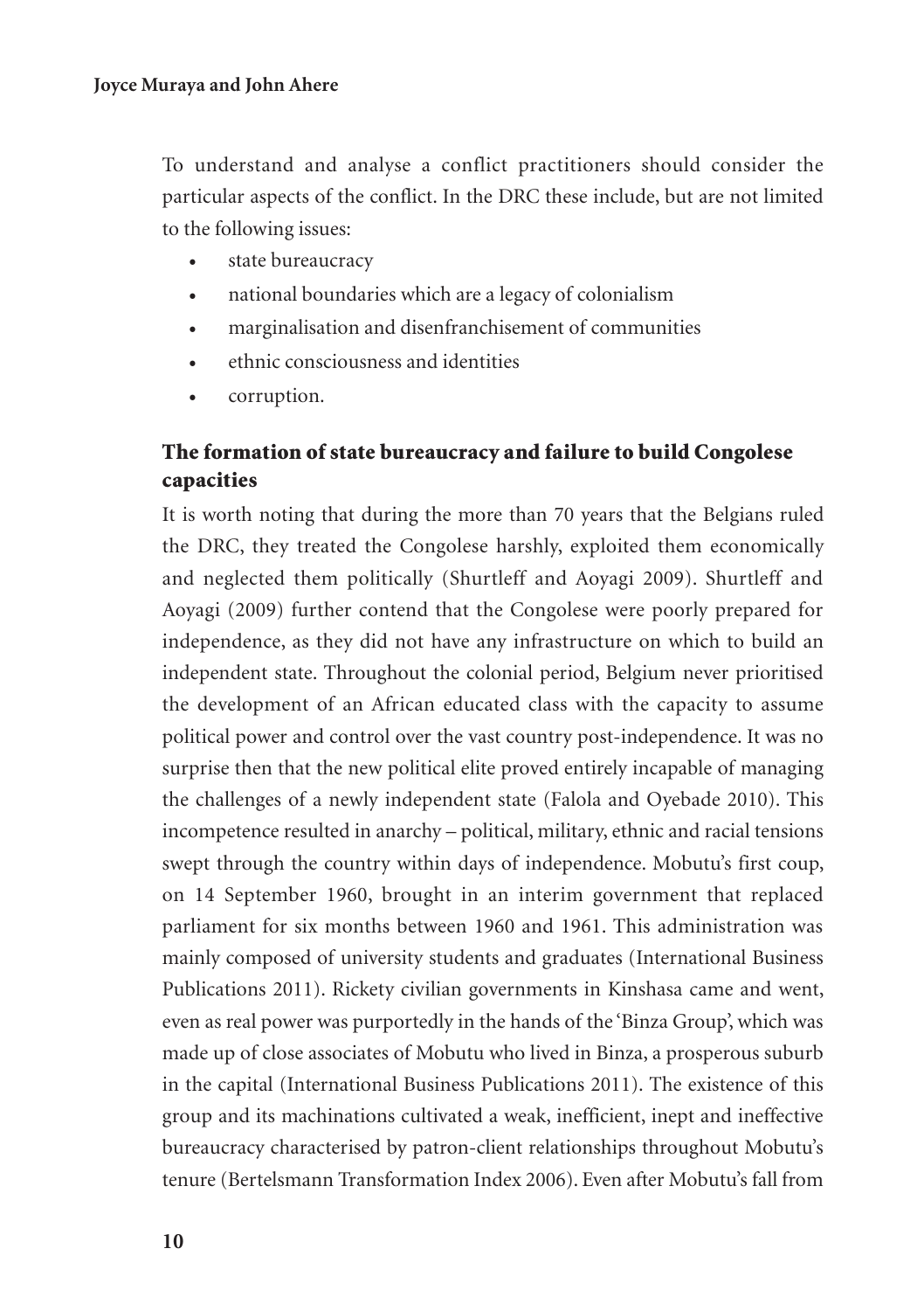To understand and analyse a conflict practitioners should consider the particular aspects of the conflict. In the DRC these include, but are not limited to the following issues:

- state bureaucracy
- national boundaries which are a legacy of colonialism
- marginalisation and disenfranchisement of communities
- ethnic consciousness and identities
- corruption.

### The formation of state bureaucracy and failure to build Congolese capacities

It is worth noting that during the more than 70 years that the Belgians ruled the DRC, they treated the Congolese harshly, exploited them economically and neglected them politically (Shurtleff and Aoyagi 2009). Shurtleff and Aoyagi (2009) further contend that the Congolese were poorly prepared for independence, as they did not have any infrastructure on which to build an independent state. Throughout the colonial period, Belgium never prioritised the development of an African educated class with the capacity to assume political power and control over the vast country post-independence. It was no surprise then that the new political elite proved entirely incapable of managing the challenges of a newly independent state (Falola and Oyebade 2010). This incompetence resulted in anarchy – political, military, ethnic and racial tensions swept through the country within days of independence. Mobutu's first coup, on 14 September 1960, brought in an interim government that replaced parliament for six months between 1960 and 1961. This administration was mainly composed of university students and graduates (International Business Publications 2011). Rickety civilian governments in Kinshasa came and went, even as real power was purportedly in the hands of the 'Binza Group', which was made up of close associates of Mobutu who lived in Binza, a prosperous suburb in the capital (International Business Publications 2011). The existence of this group and its machinations cultivated a weak, inefficient, inept and ineffective bureaucracy characterised by patron-client relationships throughout Mobutu's tenure (Bertelsmann Transformation Index 2006). Even after Mobutu's fall from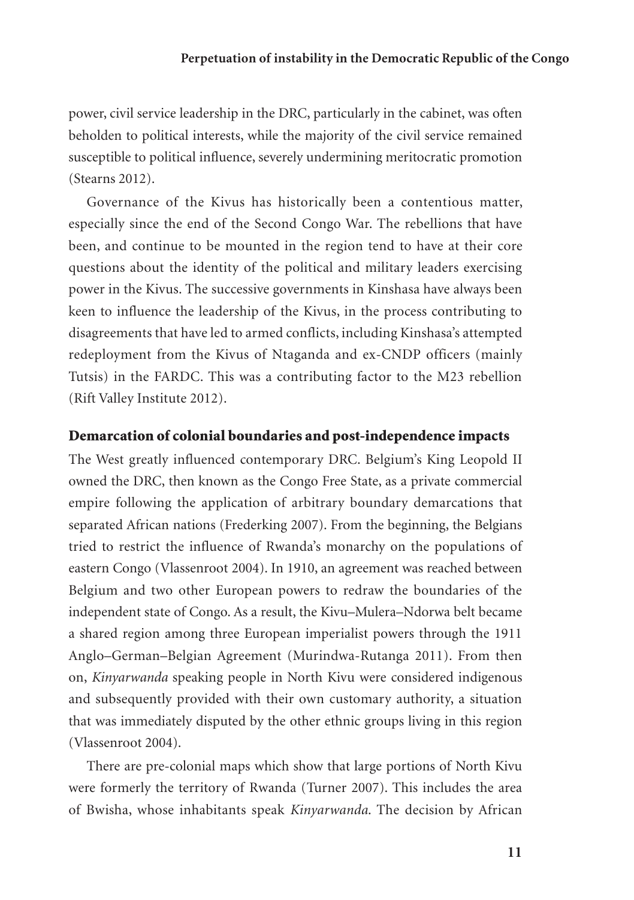power, civil service leadership in the DRC, particularly in the cabinet, was often beholden to political interests, while the majority of the civil service remained susceptible to political influence, severely undermining meritocratic promotion (Stearns 2012).

Governance of the Kivus has historically been a contentious matter, especially since the end of the Second Congo War. The rebellions that have been, and continue to be mounted in the region tend to have at their core questions about the identity of the political and military leaders exercising power in the Kivus. The successive governments in Kinshasa have always been keen to influence the leadership of the Kivus, in the process contributing to disagreements that have led to armed conflicts, including Kinshasa's attempted redeployment from the Kivus of Ntaganda and ex-CNDP officers (mainly Tutsis) in the FARDC. This was a contributing factor to the M23 rebellion (Rift Valley Institute 2012).

## Demarcation of colonial boundaries and post-independence impacts

The West greatly influenced contemporary DRC. Belgium's King Leopold II owned the DRC, then known as the Congo Free State, as a private commercial empire following the application of arbitrary boundary demarcations that separated African nations (Frederking 2007). From the beginning, the Belgians tried to restrict the influence of Rwanda's monarchy on the populations of eastern Congo (Vlassenroot 2004). In 1910, an agreement was reached between Belgium and two other European powers to redraw the boundaries of the independent state of Congo. As a result, the Kivu–Mulera–Ndorwa belt became a shared region among three European imperialist powers through the 1911 Anglo–German–Belgian Agreement (Murindwa-Rutanga 2011). From then on, *Kinyarwanda* speaking people in North Kivu were considered indigenous and subsequently provided with their own customary authority, a situation that was immediately disputed by the other ethnic groups living in this region (Vlassenroot 2004).

There are pre-colonial maps which show that large portions of North Kivu were formerly the territory of Rwanda (Turner 2007). This includes the area of Bwisha, whose inhabitants speak *Kinyarwanda*. The decision by African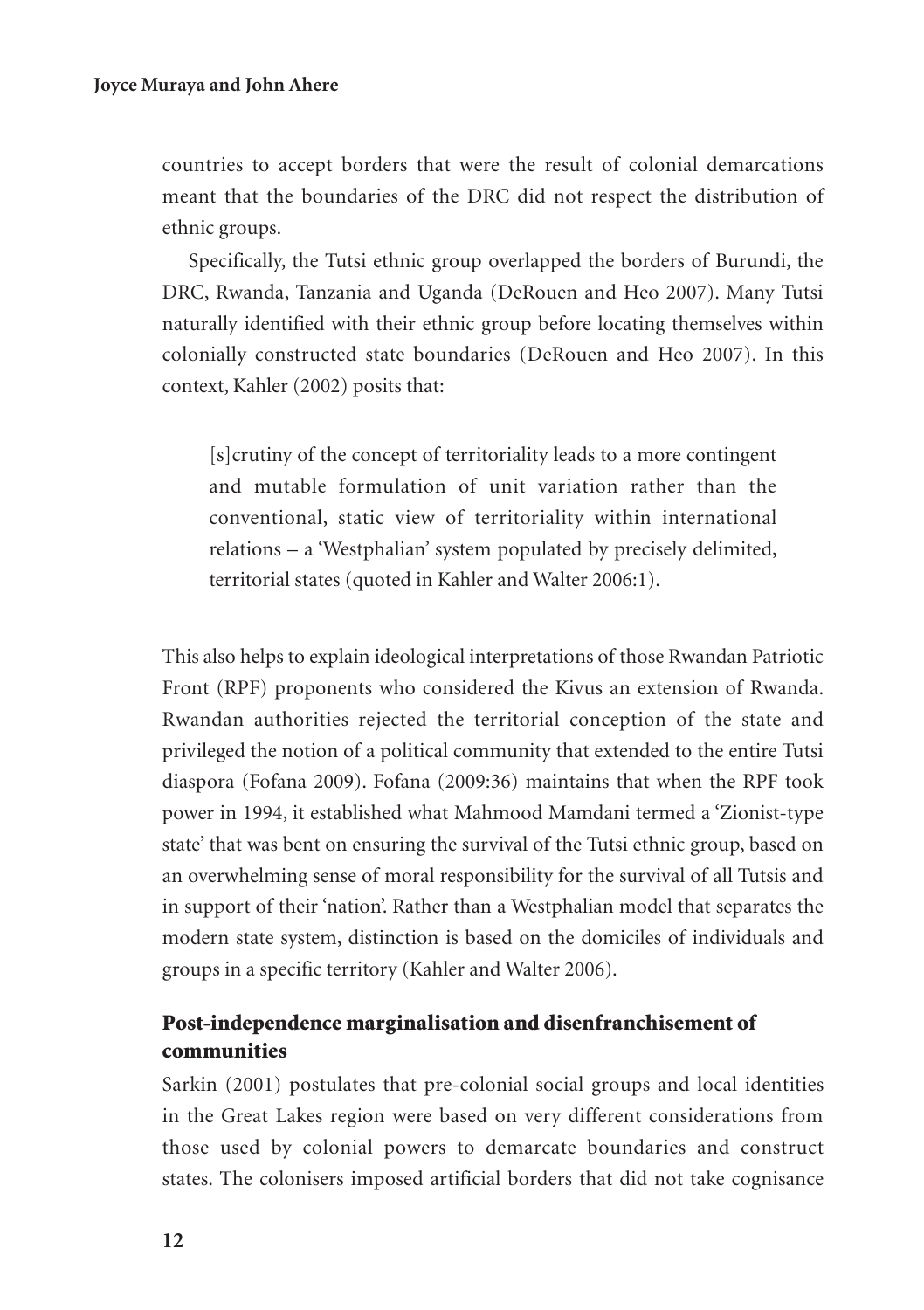countries to accept borders that were the result of colonial demarcations meant that the boundaries of the DRC did not respect the distribution of ethnic groups.

Specifically, the Tutsi ethnic group overlapped the borders of Burundi, the DRC, Rwanda, Tanzania and Uganda (DeRouen and Heo 2007). Many Tutsi naturally identified with their ethnic group before locating themselves within colonially constructed state boundaries (DeRouen and Heo 2007). In this context, Kahler (2002) posits that:

> [s]crutiny of the concept of territoriality leads to a more contingent and mutable formulation of unit variation rather than the conventional, static view of territoriality within international relations – a 'Westphalian' system populated by precisely delimited, territorial states (quoted in Kahler and Walter 2006:1).

This also helps to explain ideological interpretations of those Rwandan Patriotic Front (RPF) proponents who considered the Kivus an extension of Rwanda. Rwandan authorities rejected the territorial conception of the state and privileged the notion of a political community that extended to the entire Tutsi diaspora (Fofana 2009). Fofana (2009:36) maintains that when the RPF took power in 1994, it established what Mahmood Mamdani termed a 'Zionist-type state' that was bent on ensuring the survival of the Tutsi ethnic group, based on an overwhelming sense of moral responsibility for the survival of all Tutsis and in support of their 'nation'. Rather than a Westphalian model that separates the modern state system, distinction is based on the domiciles of individuals and groups in a specific territory (Kahler and Walter 2006).

## Post-independence marginalisation and disenfranchisement of communities

Sarkin (2001) postulates that pre-colonial social groups and local identities in the Great Lakes region were based on very different considerations from those used by colonial powers to demarcate boundaries and construct states. The colonisers imposed artificial borders that did not take cognisance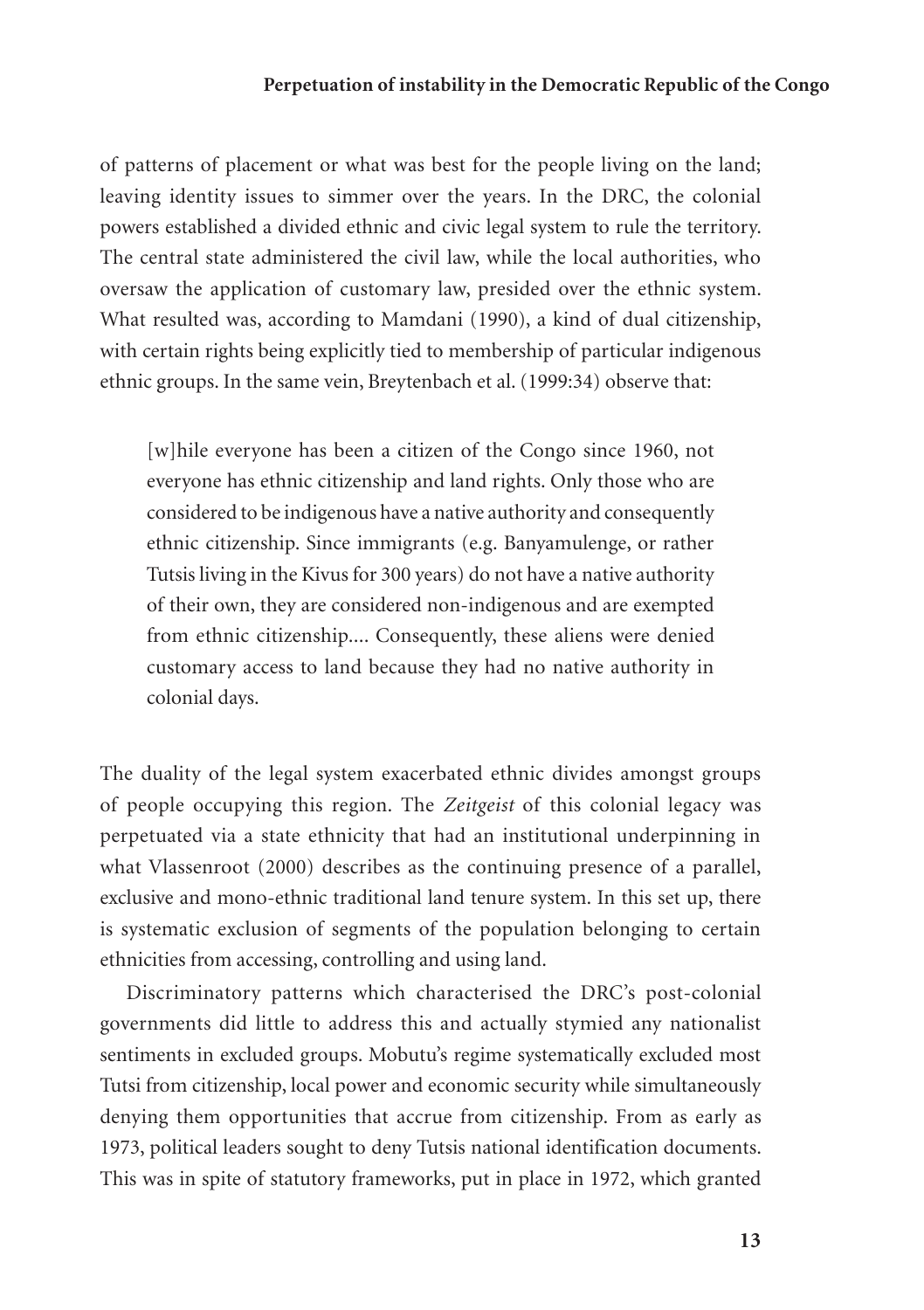of patterns of placement or what was best for the people living on the land; leaving identity issues to simmer over the years. In the DRC, the colonial powers established a divided ethnic and civic legal system to rule the territory. The central state administered the civil law, while the local authorities, who oversaw the application of customary law, presided over the ethnic system. What resulted was, according to Mamdani (1990), a kind of dual citizenship, with certain rights being explicitly tied to membership of particular indigenous ethnic groups. In the same vein, Breytenbach et al. (1999:34) observe that:

> [w]hile everyone has been a citizen of the Congo since 1960, not everyone has ethnic citizenship and land rights. Only those who are considered to be indigenous have a native authority and consequently ethnic citizenship. Since immigrants (e.g. Banyamulenge, or rather Tutsis living in the Kivus for 300 years) do not have a native authority of their own, they are considered non-indigenous and are exempted from ethnic citizenship.... Consequently, these aliens were denied customary access to land because they had no native authority in colonial days.

The duality of the legal system exacerbated ethnic divides amongst groups of people occupying this region. The *Zeitgeist* of this colonial legacy was perpetuated via a state ethnicity that had an institutional underpinning in what Vlassenroot (2000) describes as the continuing presence of a parallel, exclusive and mono-ethnic traditional land tenure system. In this set up, there is systematic exclusion of segments of the population belonging to certain ethnicities from accessing, controlling and using land.

Discriminatory patterns which characterised the DRC's post-colonial governments did little to address this and actually stymied any nationalist sentiments in excluded groups. Mobutu's regime systematically excluded most Tutsi from citizenship, local power and economic security while simultaneously denying them opportunities that accrue from citizenship. From as early as 1973, political leaders sought to deny Tutsis national identification documents. This was in spite of statutory frameworks, put in place in 1972, which granted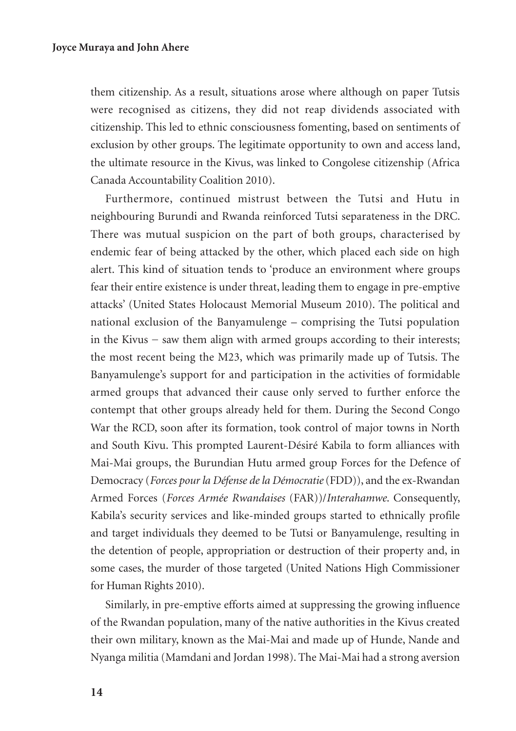them citizenship. As a result, situations arose where although on paper Tutsis were recognised as citizens, they did not reap dividends associated with citizenship. This led to ethnic consciousness fomenting, based on sentiments of exclusion by other groups. The legitimate opportunity to own and access land, the ultimate resource in the Kivus, was linked to Congolese citizenship (Africa Canada Accountability Coalition 2010).

Furthermore, continued mistrust between the Tutsi and Hutu in neighbouring Burundi and Rwanda reinforced Tutsi separateness in the DRC. There was mutual suspicion on the part of both groups, characterised by endemic fear of being attacked by the other, which placed each side on high alert. This kind of situation tends to 'produce an environment where groups fear their entire existence is under threat, leading them to engage in pre-emptive attacks' (United States Holocaust Memorial Museum 2010). The political and national exclusion of the Banyamulenge – comprising the Tutsi population in the Kivus − saw them align with armed groups according to their interests; the most recent being the M23, which was primarily made up of Tutsis. The Banyamulenge's support for and participation in the activities of formidable armed groups that advanced their cause only served to further enforce the contempt that other groups already held for them. During the Second Congo War the RCD, soon after its formation, took control of major towns in North and South Kivu. This prompted Laurent-Désiré Kabila to form alliances with Mai-Mai groups, the Burundian Hutu armed group Forces for the Defence of Democracy (*Forces pour la Défense de la Démocratie* (FDD)), and the ex-Rwandan Armed Forces (*Forces Armée Rwandaises* (FAR))/*Interahamwe*. Consequently, Kabila's security services and like-minded groups started to ethnically profile and target individuals they deemed to be Tutsi or Banyamulenge, resulting in the detention of people, appropriation or destruction of their property and, in some cases, the murder of those targeted (United Nations High Commissioner for Human Rights 2010).

Similarly, in pre-emptive efforts aimed at suppressing the growing influence of the Rwandan population, many of the native authorities in the Kivus created their own military, known as the Mai-Mai and made up of Hunde, Nande and Nyanga militia (Mamdani and Jordan 1998). The Mai-Mai had a strong aversion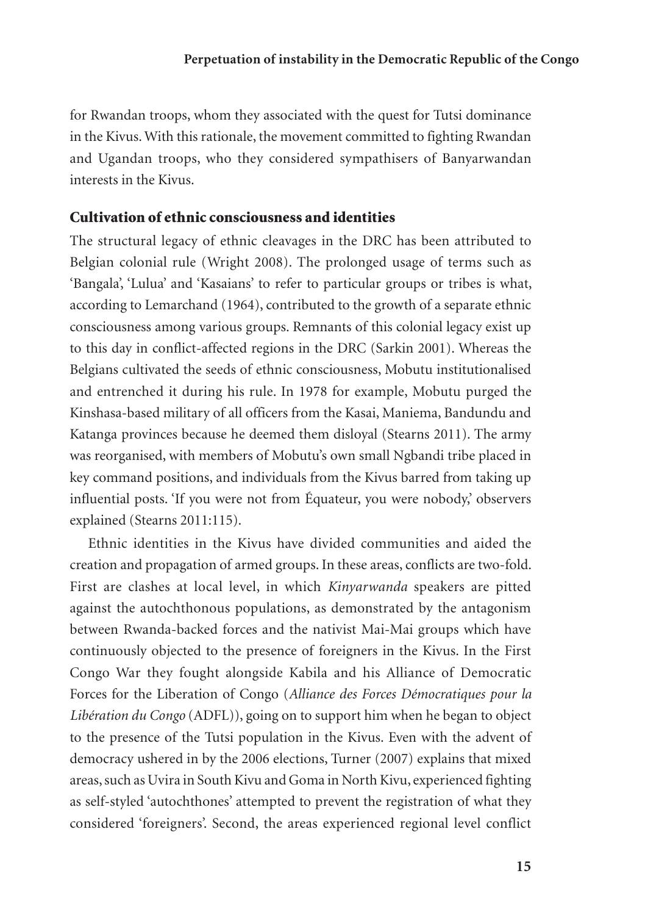for Rwandan troops, whom they associated with the quest for Tutsi dominance in the Kivus. With this rationale, the movement committed to fighting Rwandan and Ugandan troops, who they considered sympathisers of Banyarwandan interests in the Kivus.

## Cultivation of ethnic consciousness and identities

The structural legacy of ethnic cleavages in the DRC has been attributed to Belgian colonial rule (Wright 2008). The prolonged usage of terms such as 'Bangala', 'Lulua' and 'Kasaians' to refer to particular groups or tribes is what, according to Lemarchand (1964), contributed to the growth of a separate ethnic consciousness among various groups. Remnants of this colonial legacy exist up to this day in conflict-affected regions in the DRC (Sarkin 2001). Whereas the Belgians cultivated the seeds of ethnic consciousness, Mobutu institutionalised and entrenched it during his rule. In 1978 for example, Mobutu purged the Kinshasa-based military of all officers from the Kasai, Maniema, Bandundu and Katanga provinces because he deemed them disloyal (Stearns 2011). The army was reorganised, with members of Mobutu's own small Ngbandi tribe placed in key command positions, and individuals from the Kivus barred from taking up influential posts. 'If you were not from Équateur, you were nobody,' observers explained (Stearns 2011:115).

Ethnic identities in the Kivus have divided communities and aided the creation and propagation of armed groups. In these areas, conflicts are two-fold. First are clashes at local level, in which *Kinyarwanda* speakers are pitted against the autochthonous populations, as demonstrated by the antagonism between Rwanda-backed forces and the nativist Mai-Mai groups which have continuously objected to the presence of foreigners in the Kivus. In the First Congo War they fought alongside Kabila and his Alliance of Democratic Forces for the Liberation of Congo (*Alliance des Forces Démocratiques pour la Libération du Congo* (ADFL)), going on to support him when he began to object to the presence of the Tutsi population in the Kivus. Even with the advent of democracy ushered in by the 2006 elections, Turner (2007) explains that mixed areas, such as Uvira in South Kivu and Goma in North Kivu, experienced fighting as self-styled 'autochthones' attempted to prevent the registration of what they considered 'foreigners'. Second, the areas experienced regional level conflict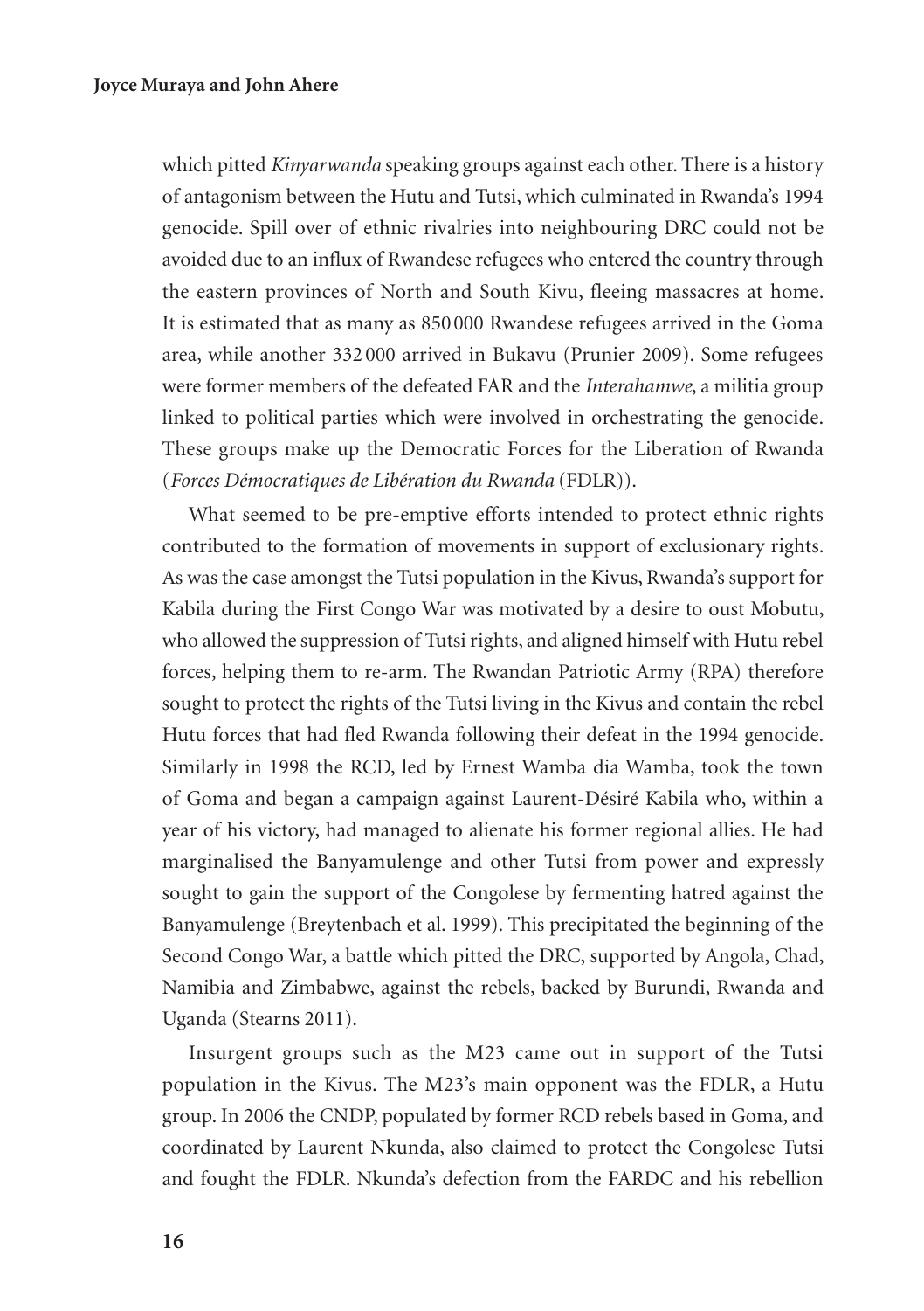which pitted *Kinyarwanda* speaking groups against each other. There is a history of antagonism between the Hutu and Tutsi, which culminated in Rwanda's 1994 genocide. Spill over of ethnic rivalries into neighbouring DRC could not be avoided due to an influx of Rwandese refugees who entered the country through the eastern provinces of North and South Kivu, fleeing massacres at home. It is estimated that as many as 850 000 Rwandese refugees arrived in the Goma area, while another 332 000 arrived in Bukavu (Prunier 2009). Some refugees were former members of the defeated FAR and the *Interahamwe*, a militia group linked to political parties which were involved in orchestrating the genocide. These groups make up the Democratic Forces for the Liberation of Rwanda (*Forces Démocratiques de Libération du Rwanda* (FDLR)).

What seemed to be pre-emptive efforts intended to protect ethnic rights contributed to the formation of movements in support of exclusionary rights. As was the case amongst the Tutsi population in the Kivus, Rwanda's support for Kabila during the First Congo War was motivated by a desire to oust Mobutu, who allowed the suppression of Tutsi rights, and aligned himself with Hutu rebel forces, helping them to re-arm. The Rwandan Patriotic Army (RPA) therefore sought to protect the rights of the Tutsi living in the Kivus and contain the rebel Hutu forces that had fled Rwanda following their defeat in the 1994 genocide. Similarly in 1998 the RCD, led by Ernest Wamba dia Wamba, took the town of Goma and began a campaign against Laurent-Désiré Kabila who, within a year of his victory, had managed to alienate his former regional allies. He had marginalised the Banyamulenge and other Tutsi from power and expressly sought to gain the support of the Congolese by fermenting hatred against the Banyamulenge (Breytenbach et al. 1999). This precipitated the beginning of the Second Congo War, a battle which pitted the DRC, supported by Angola, Chad, Namibia and Zimbabwe, against the rebels, backed by Burundi, Rwanda and Uganda (Stearns 2011).

Insurgent groups such as the M23 came out in support of the Tutsi population in the Kivus. The M23's main opponent was the FDLR, a Hutu group. In 2006 the CNDP, populated by former RCD rebels based in Goma, and coordinated by Laurent Nkunda, also claimed to protect the Congolese Tutsi and fought the FDLR. Nkunda's defection from the FARDC and his rebellion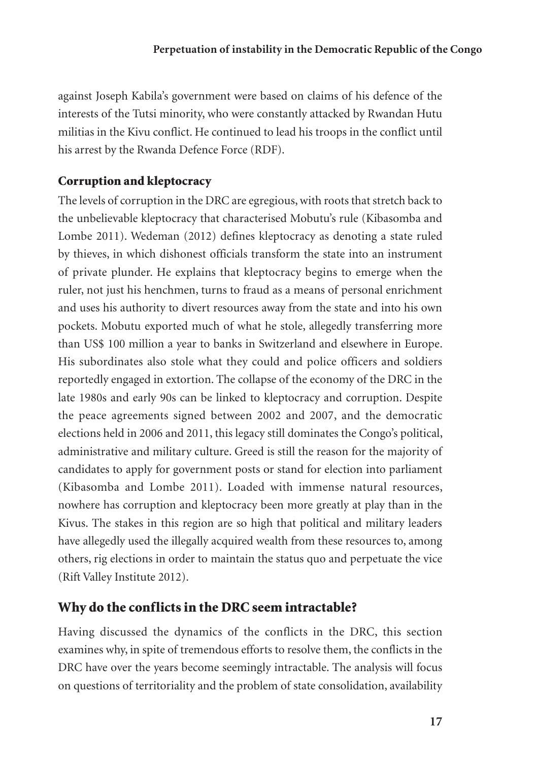against Joseph Kabila's government were based on claims of his defence of the interests of the Tutsi minority, who were constantly attacked by Rwandan Hutu militias in the Kivu conflict. He continued to lead his troops in the conflict until his arrest by the Rwanda Defence Force (RDF).

### Corruption and kleptocracy

The levels of corruption in the DRC are egregious, with roots that stretch back to the unbelievable kleptocracy that characterised Mobutu's rule (Kibasomba and Lombe 2011). Wedeman (2012) defines kleptocracy as denoting a state ruled by thieves, in which dishonest officials transform the state into an instrument of private plunder. He explains that kleptocracy begins to emerge when the ruler, not just his henchmen, turns to fraud as a means of personal enrichment and uses his authority to divert resources away from the state and into his own pockets. Mobutu exported much of what he stole, allegedly transferring more than US$ 100 million a year to banks in Switzerland and elsewhere in Europe. His subordinates also stole what they could and police officers and soldiers reportedly engaged in extortion. The collapse of the economy of the DRC in the late 1980s and early 90s can be linked to kleptocracy and corruption. Despite the peace agreements signed between 2002 and 2007, and the democratic elections held in 2006 and 2011, this legacy still dominates the Congo's political, administrative and military culture. Greed is still the reason for the majority of candidates to apply for government posts or stand for election into parliament (Kibasomba and Lombe 2011). Loaded with immense natural resources, nowhere has corruption and kleptocracy been more greatly at play than in the Kivus. The stakes in this region are so high that political and military leaders have allegedly used the illegally acquired wealth from these resources to, among others, rig elections in order to maintain the status quo and perpetuate the vice (Rift Valley Institute 2012).

## Why do the conflicts in the DRC seem intractable?

Having discussed the dynamics of the conflicts in the DRC, this section examines why, in spite of tremendous efforts to resolve them, the conflicts in the DRC have over the years become seemingly intractable. The analysis will focus on questions of territoriality and the problem of state consolidation, availability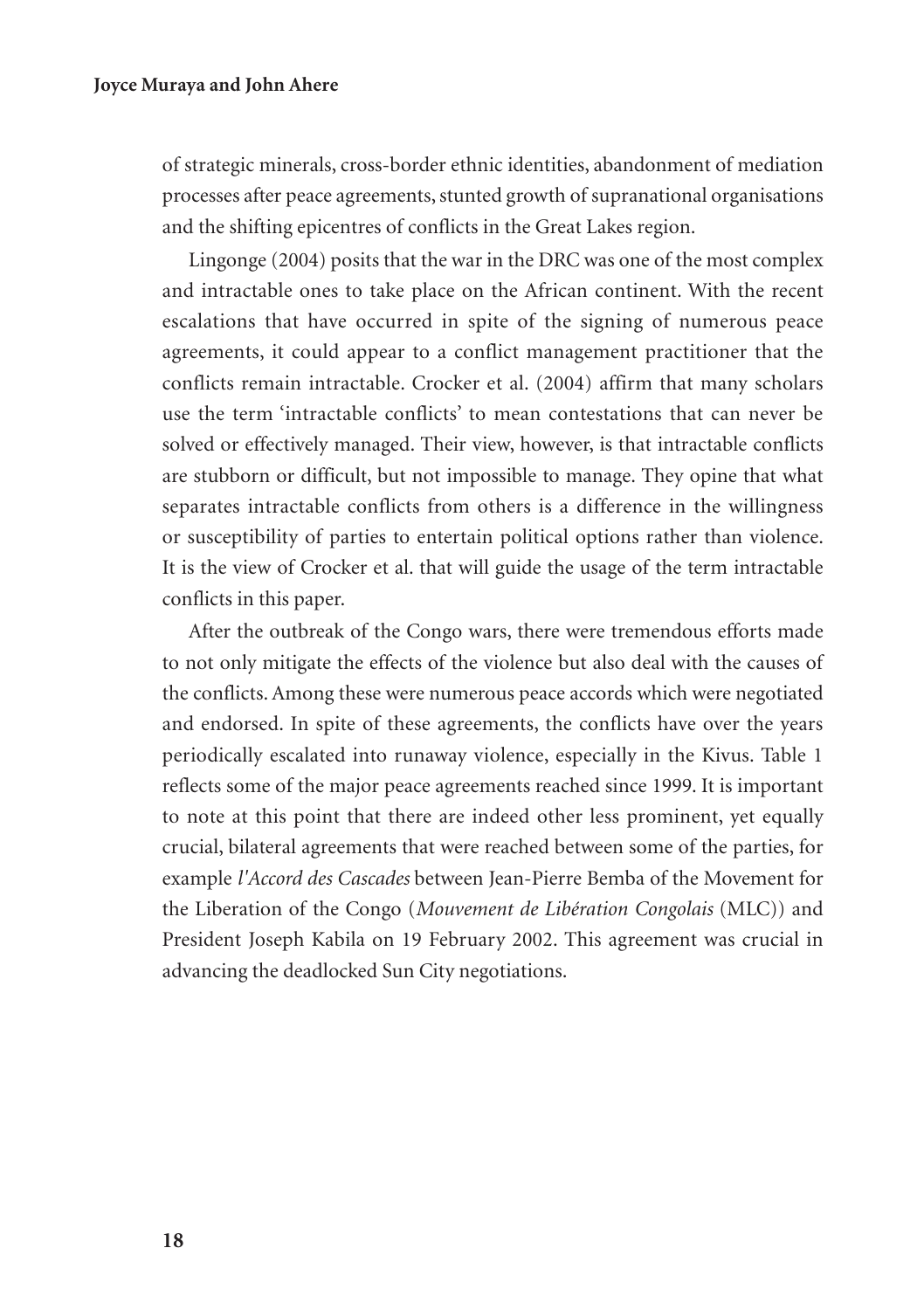of strategic minerals, cross-border ethnic identities, abandonment of mediation processes after peace agreements, stunted growth of supranational organisations and the shifting epicentres of conflicts in the Great Lakes region.

Lingonge (2004) posits that the war in the DRC was one of the most complex and intractable ones to take place on the African continent. With the recent escalations that have occurred in spite of the signing of numerous peace agreements, it could appear to a conflict management practitioner that the conflicts remain intractable. Crocker et al. (2004) affirm that many scholars use the term 'intractable conflicts' to mean contestations that can never be solved or effectively managed. Their view, however, is that intractable conflicts are stubborn or difficult, but not impossible to manage. They opine that what separates intractable conflicts from others is a difference in the willingness or susceptibility of parties to entertain political options rather than violence. It is the view of Crocker et al. that will guide the usage of the term intractable conflicts in this paper.

After the outbreak of the Congo wars, there were tremendous efforts made to not only mitigate the effects of the violence but also deal with the causes of the conflicts. Among these were numerous peace accords which were negotiated and endorsed. In spite of these agreements, the conflicts have over the years periodically escalated into runaway violence, especially in the Kivus. Table 1 reflects some of the major peace agreements reached since 1999. It is important to note at this point that there are indeed other less prominent, yet equally crucial, bilateral agreements that were reached between some of the parties, for example *l'Accord des Cascades* between Jean-Pierre Bemba of the Movement for the Liberation of the Congo (*Mouvement de Libération Congolais* (MLC)) and President Joseph Kabila on 19 February 2002. This agreement was crucial in advancing the deadlocked Sun City negotiations.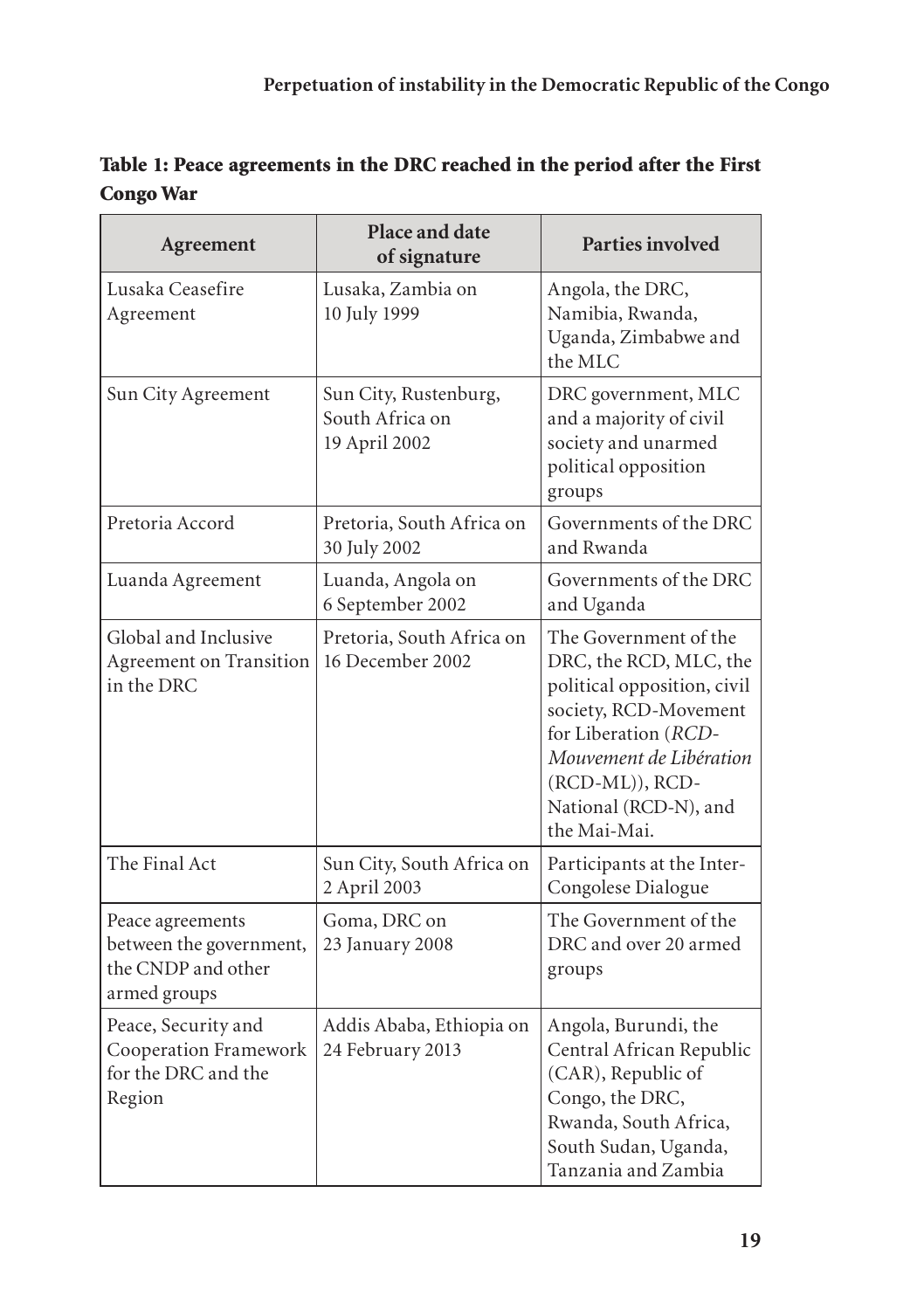**Table 1: Peace agreements in the DRC reached in the period after the First Congo War**

| Agreement | Place and date of signature | Parties involved |
|---|---|---|
| Lusaka Ceasefire Agreement | Lusaka, Zambia on 10 July 1999 | Angola, the DRC, Namibia, Rwanda, Uganda, Zimbabwe and the MLC |
| Sun City Agreement | Sun City, Rustenburg, South Africa on 19 April 2002 | DRC government, MLC and a majority of civil society and unarmed political opposition groups |
| Pretoria Accord | Pretoria, South Africa on 30 July 2002 | Governments of the DRC and Rwanda |
| Luanda Agreement | Luanda, Angola on 6 September 2002 | Governments of the DRC and Uganda |
| Global and Inclusive Agreement on Transition in the DRC | Pretoria, South Africa on 16 December 2002 | The Government of the DRC, the RCD, MLC, the political opposition, civil society, RCD-Movement for Liberation (*RCD-Mouvement de Libération* (RCD-ML)), RCD-National (RCD-N), and the Mai-Mai. |
| The Final Act | Sun City, South Africa on 2 April 2003 | Participants at the Inter-Congolese Dialogue |
| Peace agreements between the government, the CNDP and other armed groups | Goma, DRC on 23 January 2008 | The Government of the DRC and over 20 armed groups |
| Peace, Security and Cooperation Framework for the DRC and the Region | Addis Ababa, Ethiopia on 24 February 2013 | Angola, Burundi, the Central African Republic (CAR), Republic of Congo, the DRC, Rwanda, South Africa, South Sudan, Uganda, Tanzania and Zambia |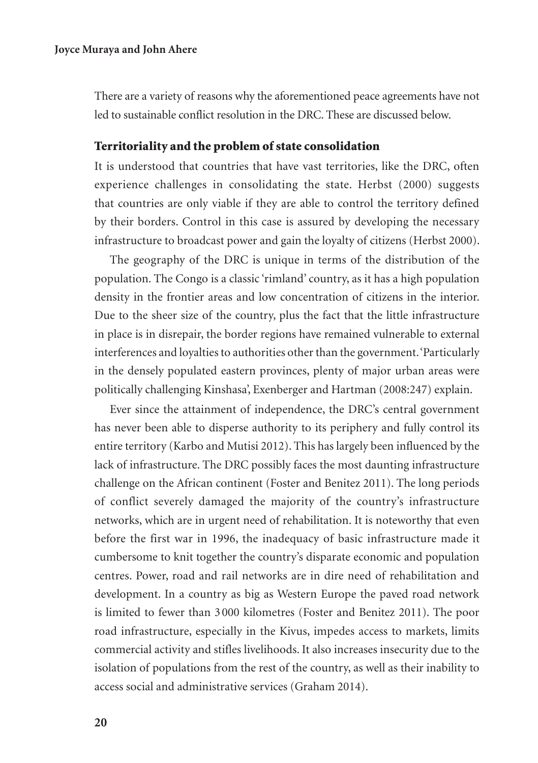There are a variety of reasons why the aforementioned peace agreements have not led to sustainable conflict resolution in the DRC. These are discussed below.

## Territoriality and the problem of state consolidation

It is understood that countries that have vast territories, like the DRC, often experience challenges in consolidating the state. Herbst (2000) suggests that countries are only viable if they are able to control the territory defined by their borders. Control in this case is assured by developing the necessary infrastructure to broadcast power and gain the loyalty of citizens (Herbst 2000).

The geography of the DRC is unique in terms of the distribution of the population. The Congo is a classic 'rimland' country, as it has a high population density in the frontier areas and low concentration of citizens in the interior. Due to the sheer size of the country, plus the fact that the little infrastructure in place is in disrepair, the border regions have remained vulnerable to external interferences and loyalties to authorities other than the government. 'Particularly in the densely populated eastern provinces, plenty of major urban areas were politically challenging Kinshasa', Exenberger and Hartman (2008:247) explain.

Ever since the attainment of independence, the DRC's central government has never been able to disperse authority to its periphery and fully control its entire territory (Karbo and Mutisi 2012). This has largely been influenced by the lack of infrastructure. The DRC possibly faces the most daunting infrastructure challenge on the African continent (Foster and Benitez 2011). The long periods of conflict severely damaged the majority of the country's infrastructure networks, which are in urgent need of rehabilitation. It is noteworthy that even before the first war in 1996, the inadequacy of basic infrastructure made it cumbersome to knit together the country's disparate economic and population centres. Power, road and rail networks are in dire need of rehabilitation and development. In a country as big as Western Europe the paved road network is limited to fewer than 3 000 kilometres (Foster and Benitez 2011). The poor road infrastructure, especially in the Kivus, impedes access to markets, limits commercial activity and stifles livelihoods. It also increases insecurity due to the isolation of populations from the rest of the country, as well as their inability to access social and administrative services (Graham 2014).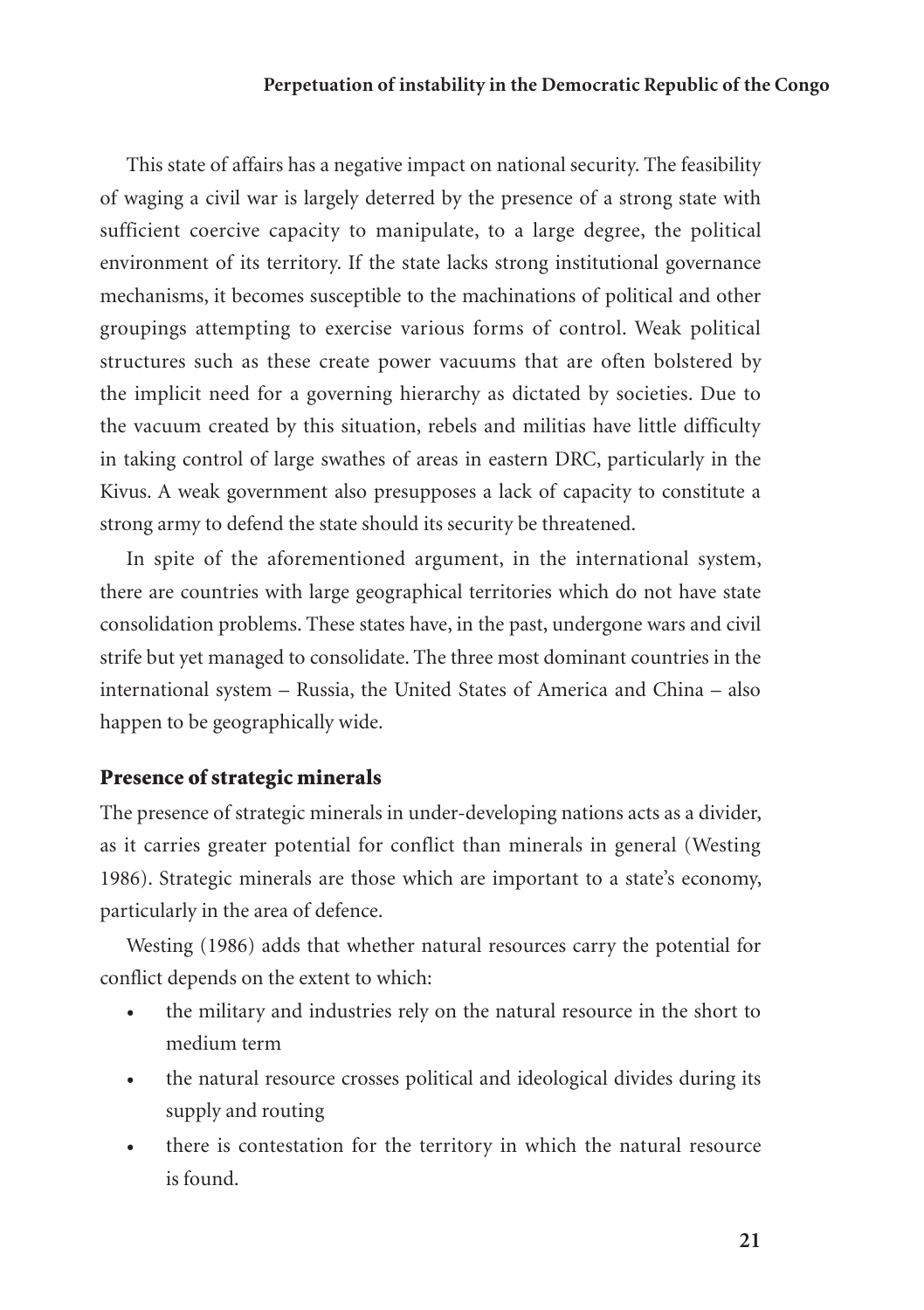This state of affairs has a negative impact on national security. The feasibility of waging a civil war is largely deterred by the presence of a strong state with sufficient coercive capacity to manipulate, to a large degree, the political environment of its territory. If the state lacks strong institutional governance mechanisms, it becomes susceptible to the machinations of political and other groupings attempting to exercise various forms of control. Weak political structures such as these create power vacuums that are often bolstered by the implicit need for a governing hierarchy as dictated by societies. Due to the vacuum created by this situation, rebels and militias have little difficulty in taking control of large swathes of areas in eastern DRC, particularly in the Kivus. A weak government also presupposes a lack of capacity to constitute a strong army to defend the state should its security be threatened.

In spite of the aforementioned argument, in the international system, there are countries with large geographical territories which do not have state consolidation problems. These states have, in the past, undergone wars and civil strife but yet managed to consolidate. The three most dominant countries in the international system – Russia, the United States of America and China – also happen to be geographically wide.

## Presence of strategic minerals

The presence of strategic minerals in under-developing nations acts as a divider, as it carries greater potential for conflict than minerals in general (Westing 1986). Strategic minerals are those which are important to a state's economy, particularly in the area of defence.

Westing (1986) adds that whether natural resources carry the potential for conflict depends on the extent to which:

- the military and industries rely on the natural resource in the short to medium term
- the natural resource crosses political and ideological divides during its supply and routing
- there is contestation for the territory in which the natural resource is found.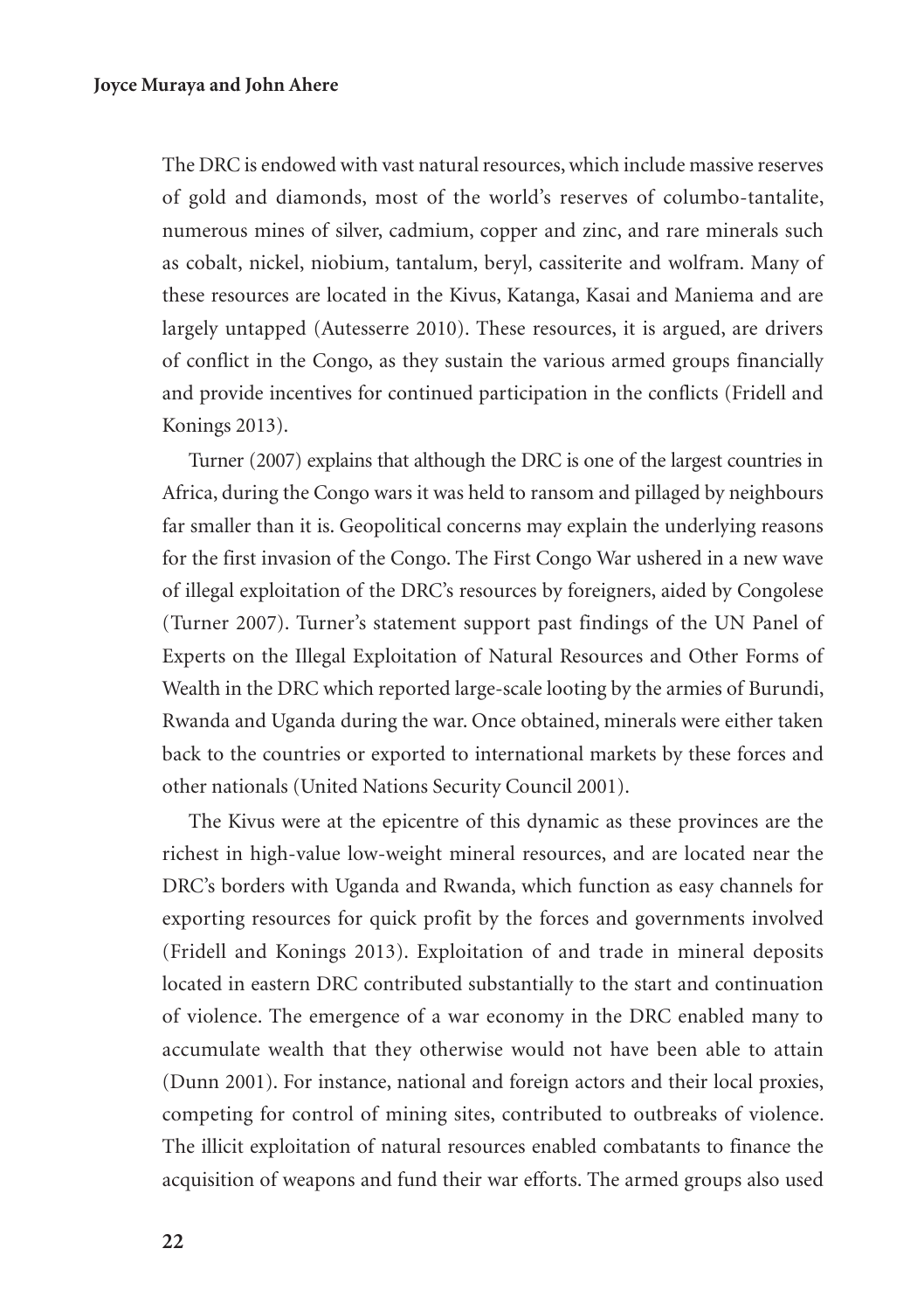The DRC is endowed with vast natural resources, which include massive reserves of gold and diamonds, most of the world's reserves of columbo-tantalite, numerous mines of silver, cadmium, copper and zinc, and rare minerals such as cobalt, nickel, niobium, tantalum, beryl, cassiterite and wolfram. Many of these resources are located in the Kivus, Katanga, Kasai and Maniema and are largely untapped (Autesserre 2010). These resources, it is argued, are drivers of conflict in the Congo, as they sustain the various armed groups financially and provide incentives for continued participation in the conflicts (Fridell and Konings 2013).

Turner (2007) explains that although the DRC is one of the largest countries in Africa, during the Congo wars it was held to ransom and pillaged by neighbours far smaller than it is. Geopolitical concerns may explain the underlying reasons for the first invasion of the Congo. The First Congo War ushered in a new wave of illegal exploitation of the DRC's resources by foreigners, aided by Congolese (Turner 2007). Turner's statement support past findings of the UN Panel of Experts on the Illegal Exploitation of Natural Resources and Other Forms of Wealth in the DRC which reported large-scale looting by the armies of Burundi, Rwanda and Uganda during the war. Once obtained, minerals were either taken back to the countries or exported to international markets by these forces and other nationals (United Nations Security Council 2001).

The Kivus were at the epicentre of this dynamic as these provinces are the richest in high-value low-weight mineral resources, and are located near the DRC's borders with Uganda and Rwanda, which function as easy channels for exporting resources for quick profit by the forces and governments involved (Fridell and Konings 2013). Exploitation of and trade in mineral deposits located in eastern DRC contributed substantially to the start and continuation of violence. The emergence of a war economy in the DRC enabled many to accumulate wealth that they otherwise would not have been able to attain (Dunn 2001). For instance, national and foreign actors and their local proxies, competing for control of mining sites, contributed to outbreaks of violence. The illicit exploitation of natural resources enabled combatants to finance the acquisition of weapons and fund their war efforts. The armed groups also used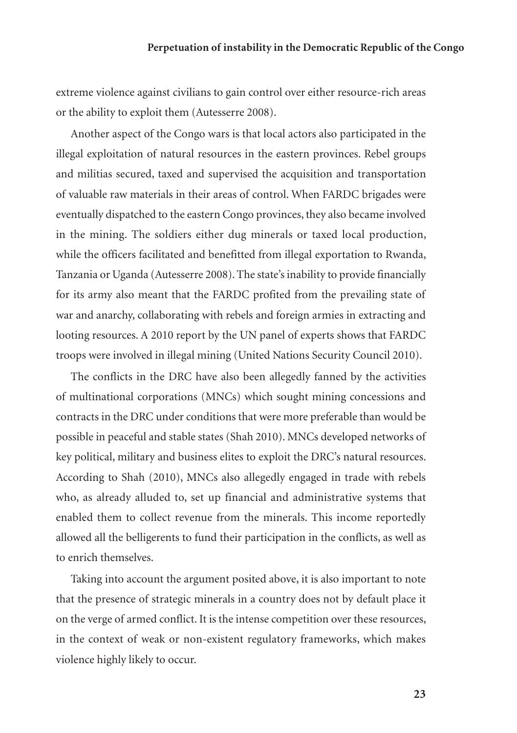extreme violence against civilians to gain control over either resource-rich areas or the ability to exploit them (Autesserre 2008).

Another aspect of the Congo wars is that local actors also participated in the illegal exploitation of natural resources in the eastern provinces. Rebel groups and militias secured, taxed and supervised the acquisition and transportation of valuable raw materials in their areas of control. When FARDC brigades were eventually dispatched to the eastern Congo provinces, they also became involved in the mining. The soldiers either dug minerals or taxed local production, while the officers facilitated and benefitted from illegal exportation to Rwanda, Tanzania or Uganda (Autesserre 2008). The state's inability to provide financially for its army also meant that the FARDC profited from the prevailing state of war and anarchy, collaborating with rebels and foreign armies in extracting and looting resources. A 2010 report by the UN panel of experts shows that FARDC troops were involved in illegal mining (United Nations Security Council 2010).

The conflicts in the DRC have also been allegedly fanned by the activities of multinational corporations (MNCs) which sought mining concessions and contracts in the DRC under conditions that were more preferable than would be possible in peaceful and stable states (Shah 2010). MNCs developed networks of key political, military and business elites to exploit the DRC's natural resources. According to Shah (2010), MNCs also allegedly engaged in trade with rebels who, as already alluded to, set up financial and administrative systems that enabled them to collect revenue from the minerals. This income reportedly allowed all the belligerents to fund their participation in the conflicts, as well as to enrich themselves.

Taking into account the argument posited above, it is also important to note that the presence of strategic minerals in a country does not by default place it on the verge of armed conflict. It is the intense competition over these resources, in the context of weak or non-existent regulatory frameworks, which makes violence highly likely to occur.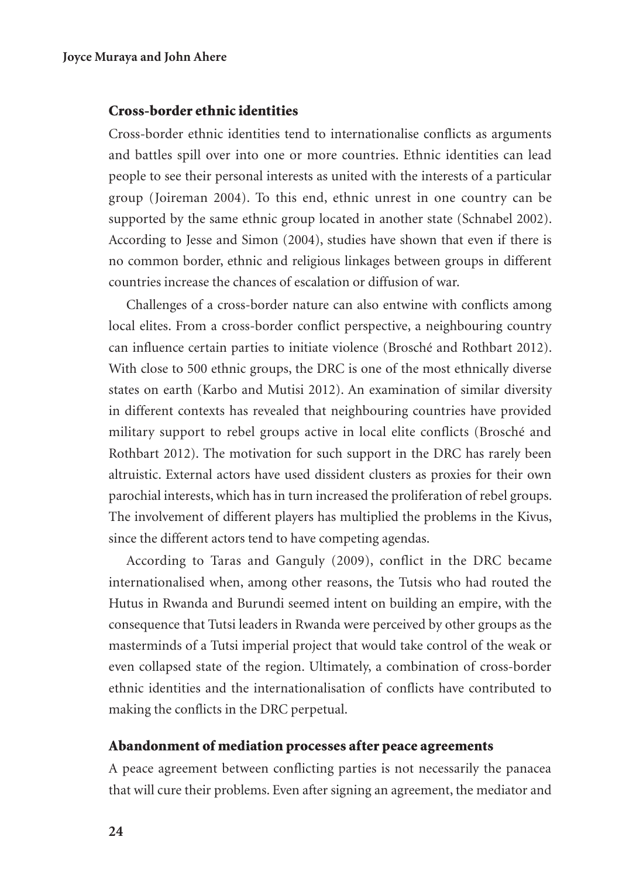## Cross-border ethnic identities

Cross-border ethnic identities tend to internationalise conflicts as arguments and battles spill over into one or more countries. Ethnic identities can lead people to see their personal interests as united with the interests of a particular group (Joireman 2004). To this end, ethnic unrest in one country can be supported by the same ethnic group located in another state (Schnabel 2002). According to Jesse and Simon (2004), studies have shown that even if there is no common border, ethnic and religious linkages between groups in different countries increase the chances of escalation or diffusion of war.

Challenges of a cross-border nature can also entwine with conflicts among local elites. From a cross-border conflict perspective, a neighbouring country can influence certain parties to initiate violence (Brosché and Rothbart 2012). With close to 500 ethnic groups, the DRC is one of the most ethnically diverse states on earth (Karbo and Mutisi 2012). An examination of similar diversity in different contexts has revealed that neighbouring countries have provided military support to rebel groups active in local elite conflicts (Brosché and Rothbart 2012). The motivation for such support in the DRC has rarely been altruistic. External actors have used dissident clusters as proxies for their own parochial interests, which has in turn increased the proliferation of rebel groups. The involvement of different players has multiplied the problems in the Kivus, since the different actors tend to have competing agendas.

According to Taras and Ganguly (2009), conflict in the DRC became internationalised when, among other reasons, the Tutsis who had routed the Hutus in Rwanda and Burundi seemed intent on building an empire, with the consequence that Tutsi leaders in Rwanda were perceived by other groups as the masterminds of a Tutsi imperial project that would take control of the weak or even collapsed state of the region. Ultimately, a combination of cross-border ethnic identities and the internationalisation of conflicts have contributed to making the conflicts in the DRC perpetual.

## Abandonment of mediation processes after peace agreements

A peace agreement between conflicting parties is not necessarily the panacea that will cure their problems. Even after signing an agreement, the mediator and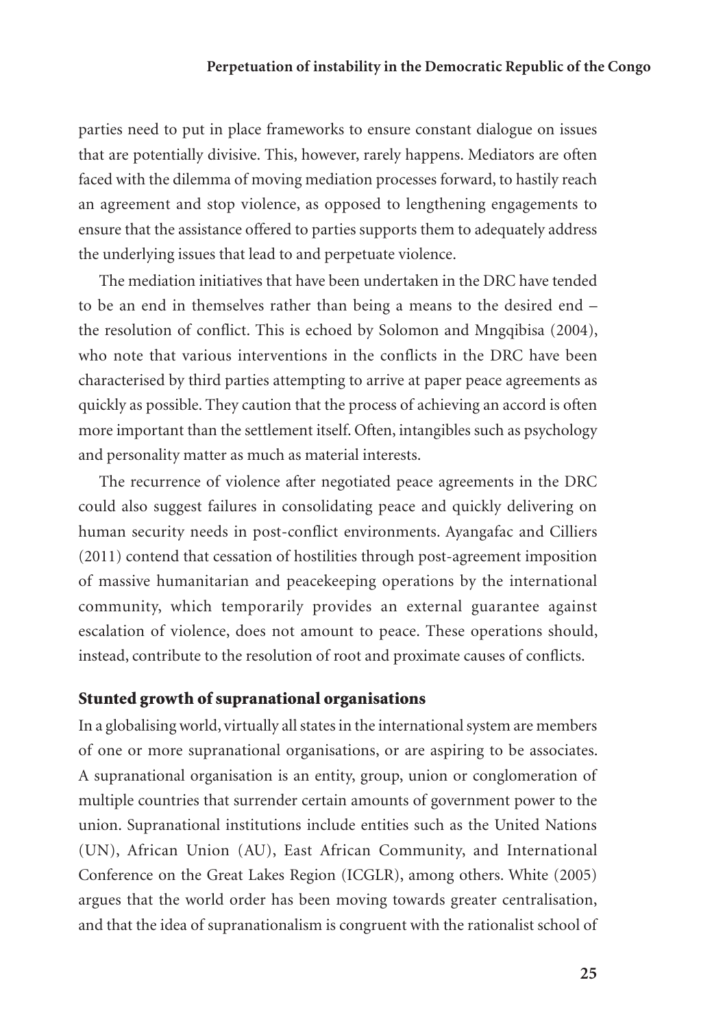parties need to put in place frameworks to ensure constant dialogue on issues that are potentially divisive. This, however, rarely happens. Mediators are often faced with the dilemma of moving mediation processes forward, to hastily reach an agreement and stop violence, as opposed to lengthening engagements to ensure that the assistance offered to parties supports them to adequately address the underlying issues that lead to and perpetuate violence.

The mediation initiatives that have been undertaken in the DRC have tended to be an end in themselves rather than being a means to the desired end – the resolution of conflict. This is echoed by Solomon and Mngqibisa (2004), who note that various interventions in the conflicts in the DRC have been characterised by third parties attempting to arrive at paper peace agreements as quickly as possible. They caution that the process of achieving an accord is often more important than the settlement itself. Often, intangibles such as psychology and personality matter as much as material interests.

The recurrence of violence after negotiated peace agreements in the DRC could also suggest failures in consolidating peace and quickly delivering on human security needs in post-conflict environments. Ayangafac and Cilliers (2011) contend that cessation of hostilities through post-agreement imposition of massive humanitarian and peacekeeping operations by the international community, which temporarily provides an external guarantee against escalation of violence, does not amount to peace. These operations should, instead, contribute to the resolution of root and proximate causes of conflicts.

## Stunted growth of supranational organisations

In a globalising world, virtually all states in the international system are members of one or more supranational organisations, or are aspiring to be associates. A supranational organisation is an entity, group, union or conglomeration of multiple countries that surrender certain amounts of government power to the union. Supranational institutions include entities such as the United Nations (UN), African Union (AU), East African Community, and International Conference on the Great Lakes Region (ICGLR), among others. White (2005) argues that the world order has been moving towards greater centralisation, and that the idea of supranationalism is congruent with the rationalist school of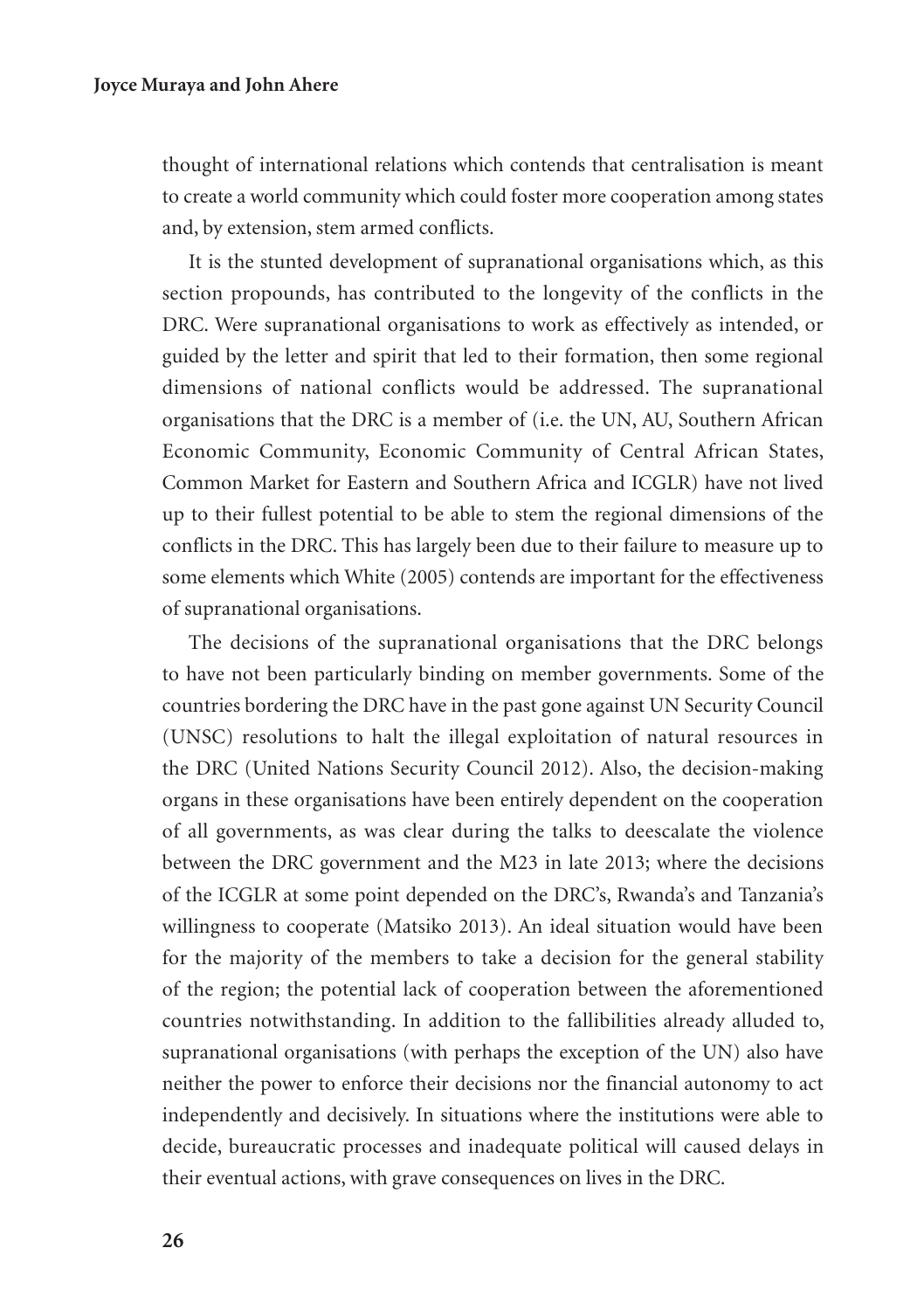thought of international relations which contends that centralisation is meant to create a world community which could foster more cooperation among states and, by extension, stem armed conflicts.

It is the stunted development of supranational organisations which, as this section propounds, has contributed to the longevity of the conflicts in the DRC. Were supranational organisations to work as effectively as intended, or guided by the letter and spirit that led to their formation, then some regional dimensions of national conflicts would be addressed. The supranational organisations that the DRC is a member of (i.e. the UN, AU, Southern African Economic Community, Economic Community of Central African States, Common Market for Eastern and Southern Africa and ICGLR) have not lived up to their fullest potential to be able to stem the regional dimensions of the conflicts in the DRC. This has largely been due to their failure to measure up to some elements which White (2005) contends are important for the effectiveness of supranational organisations.

The decisions of the supranational organisations that the DRC belongs to have not been particularly binding on member governments. Some of the countries bordering the DRC have in the past gone against UN Security Council (UNSC) resolutions to halt the illegal exploitation of natural resources in the DRC (United Nations Security Council 2012). Also, the decision-making organs in these organisations have been entirely dependent on the cooperation of all governments, as was clear during the talks to deescalate the violence between the DRC government and the M23 in late 2013; where the decisions of the ICGLR at some point depended on the DRC's, Rwanda's and Tanzania's willingness to cooperate (Matsiko 2013). An ideal situation would have been for the majority of the members to take a decision for the general stability of the region; the potential lack of cooperation between the aforementioned countries notwithstanding. In addition to the fallibilities already alluded to, supranational organisations (with perhaps the exception of the UN) also have neither the power to enforce their decisions nor the financial autonomy to act independently and decisively. In situations where the institutions were able to decide, bureaucratic processes and inadequate political will caused delays in their eventual actions, with grave consequences on lives in the DRC.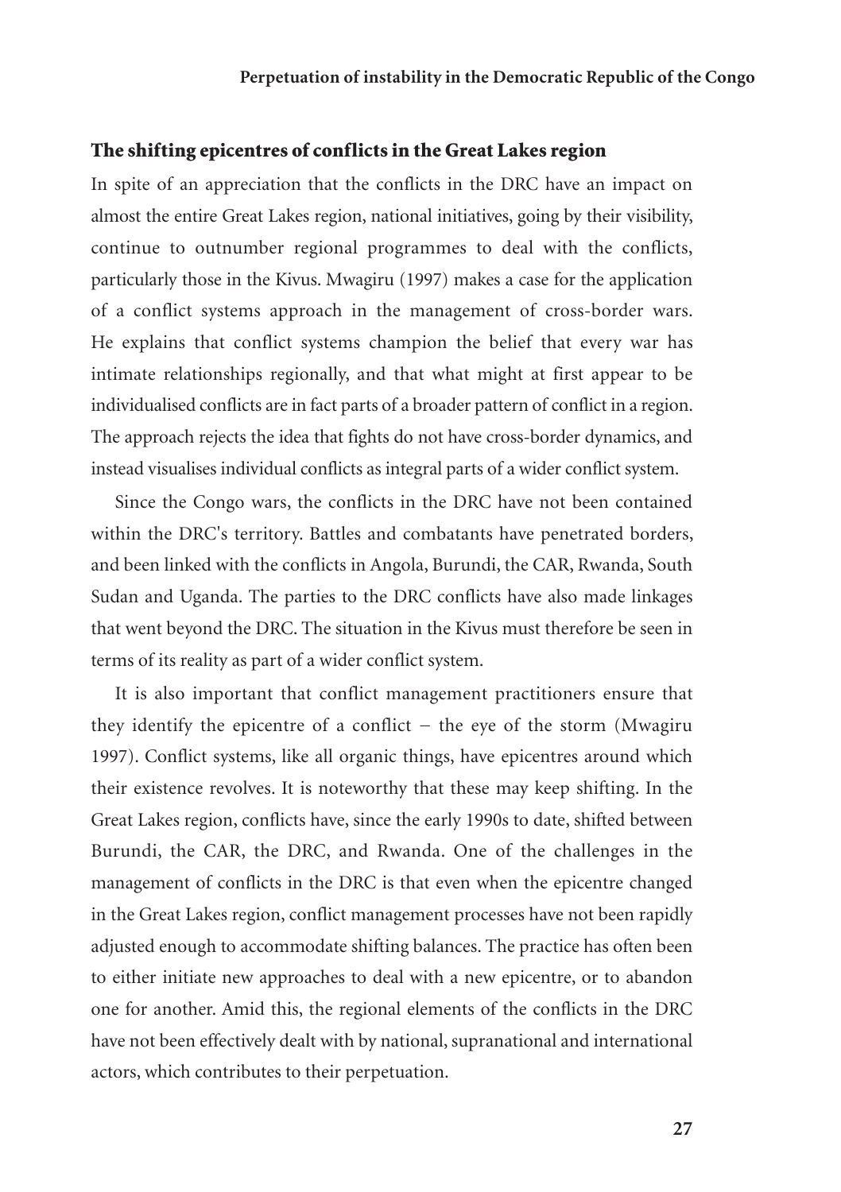## The shifting epicentres of conflicts in the Great Lakes region

In spite of an appreciation that the conflicts in the DRC have an impact on almost the entire Great Lakes region, national initiatives, going by their visibility, continue to outnumber regional programmes to deal with the conflicts, particularly those in the Kivus. Mwagiru (1997) makes a case for the application of a conflict systems approach in the management of cross-border wars. He explains that conflict systems champion the belief that every war has intimate relationships regionally, and that what might at first appear to be individualised conflicts are in fact parts of a broader pattern of conflict in a region. The approach rejects the idea that fights do not have cross-border dynamics, and instead visualises individual conflicts as integral parts of a wider conflict system.

Since the Congo wars, the conflicts in the DRC have not been contained within the DRC's territory. Battles and combatants have penetrated borders, and been linked with the conflicts in Angola, Burundi, the CAR, Rwanda, South Sudan and Uganda. The parties to the DRC conflicts have also made linkages that went beyond the DRC. The situation in the Kivus must therefore be seen in terms of its reality as part of a wider conflict system.

It is also important that conflict management practitioners ensure that they identify the epicentre of a conflict – the eye of the storm (Mwagiru 1997). Conflict systems, like all organic things, have epicentres around which their existence revolves. It is noteworthy that these may keep shifting. In the Great Lakes region, conflicts have, since the early 1990s to date, shifted between Burundi, the CAR, the DRC, and Rwanda. One of the challenges in the management of conflicts in the DRC is that even when the epicentre changed in the Great Lakes region, conflict management processes have not been rapidly adjusted enough to accommodate shifting balances. The practice has often been to either initiate new approaches to deal with a new epicentre, or to abandon one for another. Amid this, the regional elements of the conflicts in the DRC have not been effectively dealt with by national, supranational and international actors, which contributes to their perpetuation.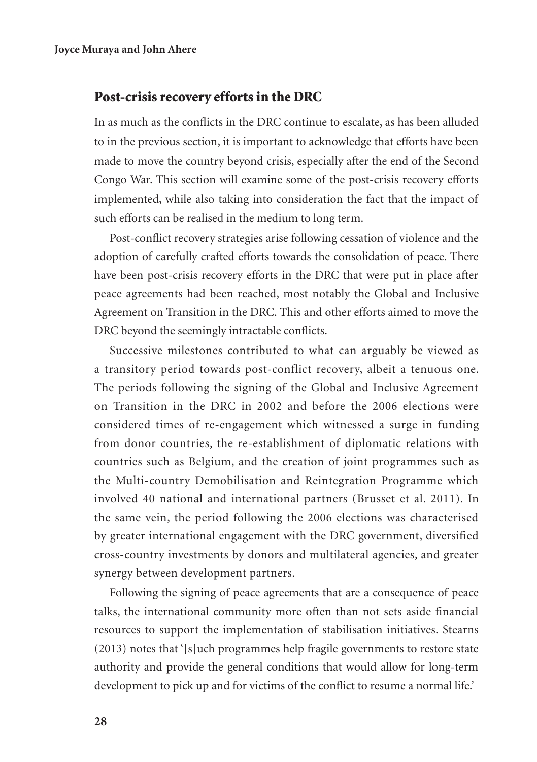## Post-crisis recovery efforts in the DRC

In as much as the conflicts in the DRC continue to escalate, as has been alluded to in the previous section, it is important to acknowledge that efforts have been made to move the country beyond crisis, especially after the end of the Second Congo War. This section will examine some of the post-crisis recovery efforts implemented, while also taking into consideration the fact that the impact of such efforts can be realised in the medium to long term.

Post-conflict recovery strategies arise following cessation of violence and the adoption of carefully crafted efforts towards the consolidation of peace. There have been post-crisis recovery efforts in the DRC that were put in place after peace agreements had been reached, most notably the Global and Inclusive Agreement on Transition in the DRC. This and other efforts aimed to move the DRC beyond the seemingly intractable conflicts.

Successive milestones contributed to what can arguably be viewed as a transitory period towards post-conflict recovery, albeit a tenuous one. The periods following the signing of the Global and Inclusive Agreement on Transition in the DRC in 2002 and before the 2006 elections were considered times of re-engagement which witnessed a surge in funding from donor countries, the re-establishment of diplomatic relations with countries such as Belgium, and the creation of joint programmes such as the Multi-country Demobilisation and Reintegration Programme which involved 40 national and international partners (Brusset et al. 2011). In the same vein, the period following the 2006 elections was characterised by greater international engagement with the DRC government, diversified cross-country investments by donors and multilateral agencies, and greater synergy between development partners.

Following the signing of peace agreements that are a consequence of peace talks, the international community more often than not sets aside financial resources to support the implementation of stabilisation initiatives. Stearns (2013) notes that '[s]uch programmes help fragile governments to restore state authority and provide the general conditions that would allow for long-term development to pick up and for victims of the conflict to resume a normal life.'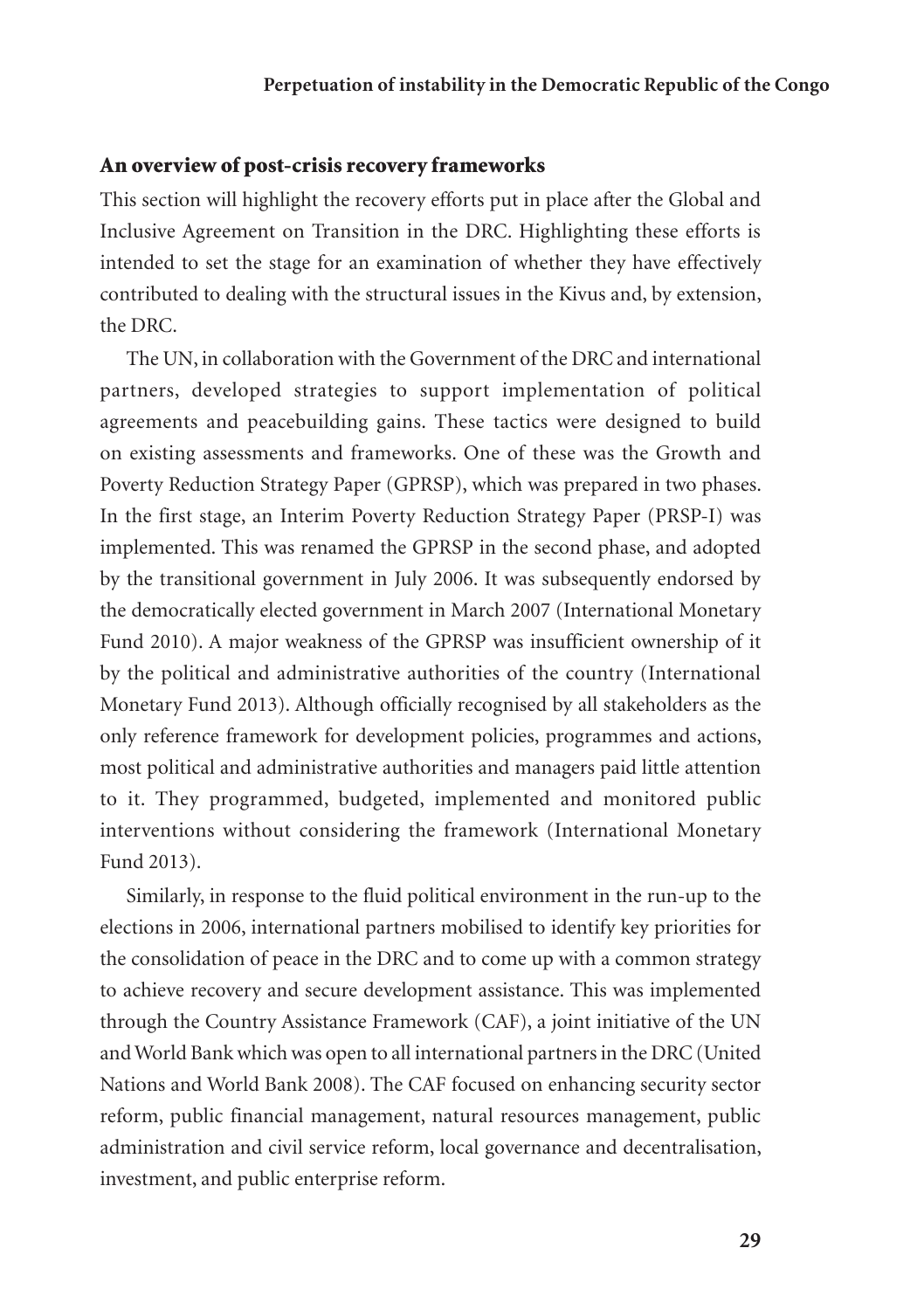## An overview of post-crisis recovery frameworks

This section will highlight the recovery efforts put in place after the Global and Inclusive Agreement on Transition in the DRC. Highlighting these efforts is intended to set the stage for an examination of whether they have effectively contributed to dealing with the structural issues in the Kivus and, by extension, the DRC.

The UN, in collaboration with the Government of the DRC and international partners, developed strategies to support implementation of political agreements and peacebuilding gains. These tactics were designed to build on existing assessments and frameworks. One of these was the Growth and Poverty Reduction Strategy Paper (GPRSP), which was prepared in two phases. In the first stage, an Interim Poverty Reduction Strategy Paper (PRSP-I) was implemented. This was renamed the GPRSP in the second phase, and adopted by the transitional government in July 2006. It was subsequently endorsed by the democratically elected government in March 2007 (International Monetary Fund 2010). A major weakness of the GPRSP was insufficient ownership of it by the political and administrative authorities of the country (International Monetary Fund 2013). Although officially recognised by all stakeholders as the only reference framework for development policies, programmes and actions, most political and administrative authorities and managers paid little attention to it. They programmed, budgeted, implemented and monitored public interventions without considering the framework (International Monetary Fund 2013).

Similarly, in response to the fluid political environment in the run-up to the elections in 2006, international partners mobilised to identify key priorities for the consolidation of peace in the DRC and to come up with a common strategy to achieve recovery and secure development assistance. This was implemented through the Country Assistance Framework (CAF), a joint initiative of the UN and World Bank which was open to all international partners in the DRC (United Nations and World Bank 2008). The CAF focused on enhancing security sector reform, public financial management, natural resources management, public administration and civil service reform, local governance and decentralisation, investment, and public enterprise reform.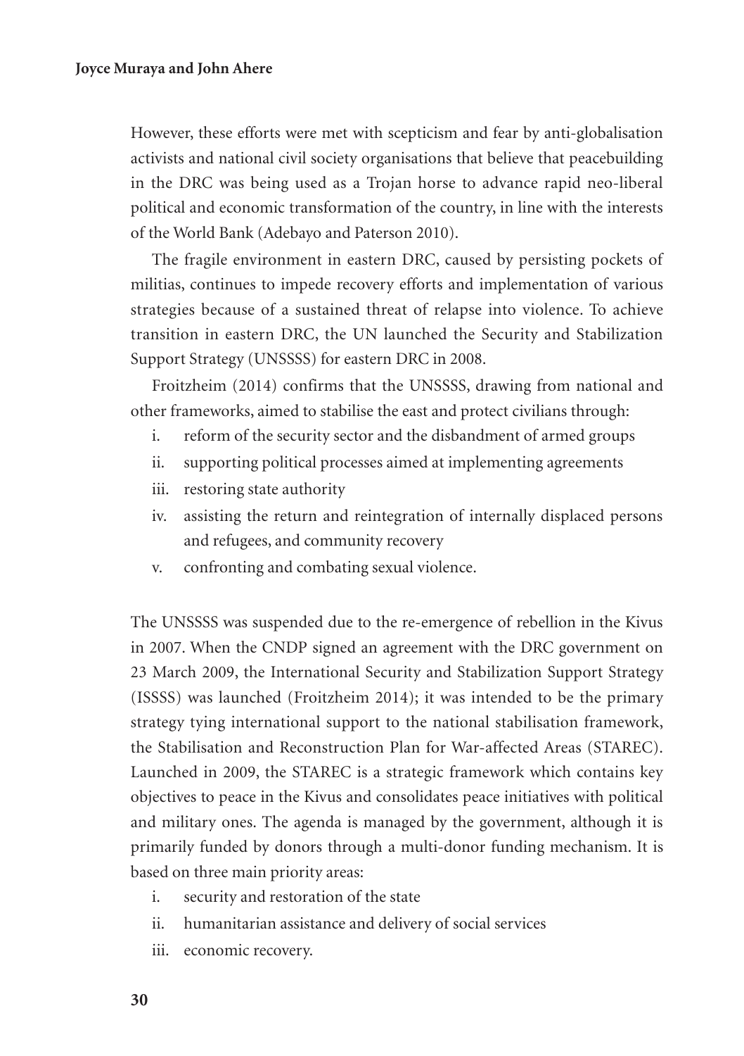However, these efforts were met with scepticism and fear by anti-globalisation activists and national civil society organisations that believe that peacebuilding in the DRC was being used as a Trojan horse to advance rapid neo-liberal political and economic transformation of the country, in line with the interests of the World Bank (Adebayo and Paterson 2010).

The fragile environment in eastern DRC, caused by persisting pockets of militias, continues to impede recovery efforts and implementation of various strategies because of a sustained threat of relapse into violence. To achieve transition in eastern DRC, the UN launched the Security and Stabilization Support Strategy (UNSSSS) for eastern DRC in 2008.

Froitzheim (2014) confirms that the UNSSSS, drawing from national and other frameworks, aimed to stabilise the east and protect civilians through:

i. reform of the security sector and the disbandment of armed groups
ii. supporting political processes aimed at implementing agreements
iii. restoring state authority
iv. assisting the return and reintegration of internally displaced persons and refugees, and community recovery
v. confronting and combating sexual violence.

The UNSSSS was suspended due to the re-emergence of rebellion in the Kivus in 2007. When the CNDP signed an agreement with the DRC government on 23 March 2009, the International Security and Stabilization Support Strategy (ISSSS) was launched (Froitzheim 2014); it was intended to be the primary strategy tying international support to the national stabilisation framework, the Stabilisation and Reconstruction Plan for War-affected Areas (STAREC). Launched in 2009, the STAREC is a strategic framework which contains key objectives to peace in the Kivus and consolidates peace initiatives with political and military ones. The agenda is managed by the government, although it is primarily funded by donors through a multi-donor funding mechanism. It is based on three main priority areas:

i. security and restoration of the state
ii. humanitarian assistance and delivery of social services
iii. economic recovery.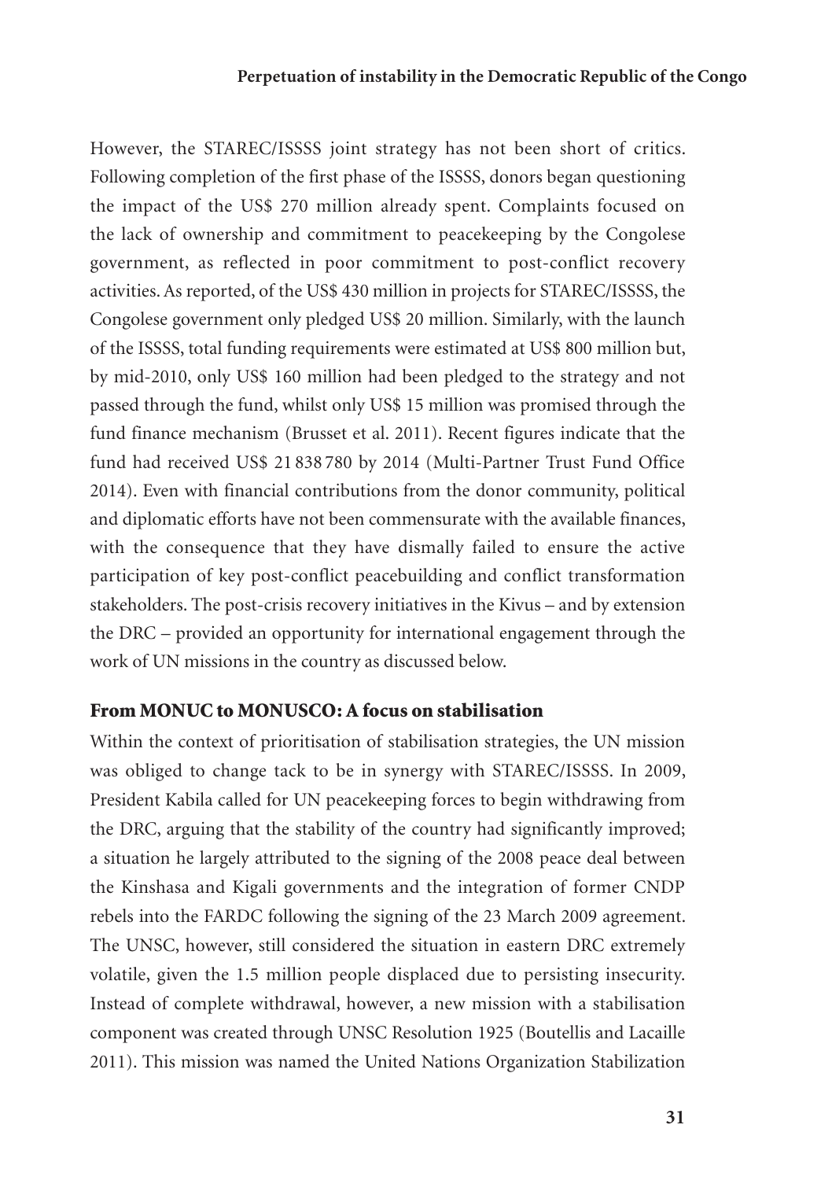However, the STAREC/ISSSS joint strategy has not been short of critics. Following completion of the first phase of the ISSSS, donors began questioning the impact of the US$ 270 million already spent. Complaints focused on the lack of ownership and commitment to peacekeeping by the Congolese government, as reflected in poor commitment to post-conflict recovery activities. As reported, of the US$ 430 million in projects for STAREC/ISSSS, the Congolese government only pledged US$ 20 million. Similarly, with the launch of the ISSSS, total funding requirements were estimated at US$ 800 million but, by mid-2010, only US$ 160 million had been pledged to the strategy and not passed through the fund, whilst only US$ 15 million was promised through the fund finance mechanism (Brusset et al. 2011). Recent figures indicate that the fund had received US$ 21 838 780 by 2014 (Multi-Partner Trust Fund Office 2014). Even with financial contributions from the donor community, political and diplomatic efforts have not been commensurate with the available finances, with the consequence that they have dismally failed to ensure the active participation of key post-conflict peacebuilding and conflict transformation stakeholders. The post-crisis recovery initiatives in the Kivus – and by extension the DRC – provided an opportunity for international engagement through the work of UN missions in the country as discussed below.

## From MONUC to MONUSCO: A focus on stabilisation

Within the context of prioritisation of stabilisation strategies, the UN mission was obliged to change tack to be in synergy with STAREC/ISSSS. In 2009, President Kabila called for UN peacekeeping forces to begin withdrawing from the DRC, arguing that the stability of the country had significantly improved; a situation he largely attributed to the signing of the 2008 peace deal between the Kinshasa and Kigali governments and the integration of former CNDP rebels into the FARDC following the signing of the 23 March 2009 agreement. The UNSC, however, still considered the situation in eastern DRC extremely volatile, given the 1.5 million people displaced due to persisting insecurity. Instead of complete withdrawal, however, a new mission with a stabilisation component was created through UNSC Resolution 1925 (Boutellis and Lacaille 2011). This mission was named the United Nations Organization Stabilization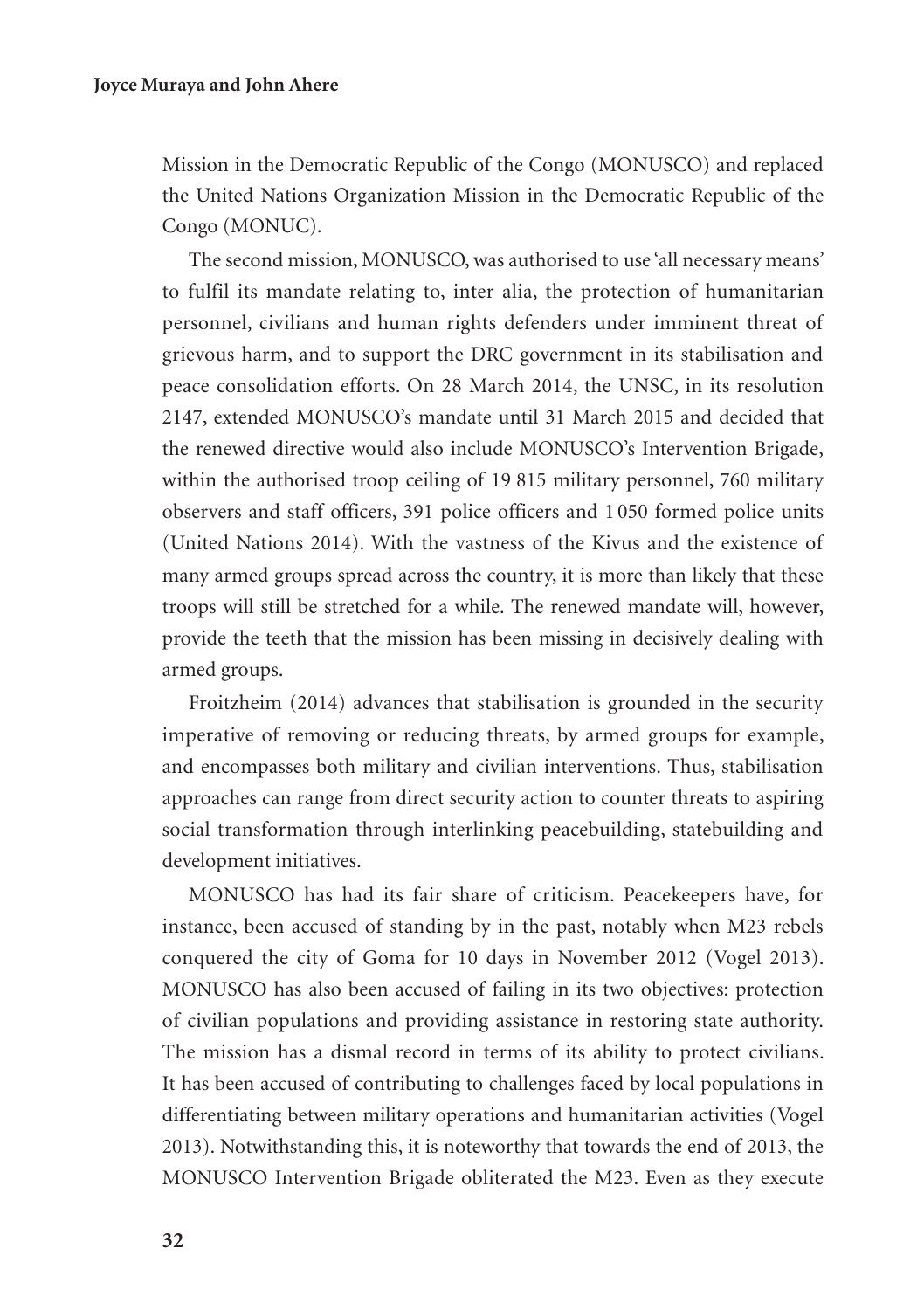Mission in the Democratic Republic of the Congo (MONUSCO) and replaced the United Nations Organization Mission in the Democratic Republic of the Congo (MONUC).

The second mission, MONUSCO, was authorised to use 'all necessary means' to fulfil its mandate relating to, inter alia, the protection of humanitarian personnel, civilians and human rights defenders under imminent threat of grievous harm, and to support the DRC government in its stabilisation and peace consolidation efforts. On 28 March 2014, the UNSC, in its resolution 2147, extended MONUSCO's mandate until 31 March 2015 and decided that the renewed directive would also include MONUSCO's Intervention Brigade, within the authorised troop ceiling of 19 815 military personnel, 760 military observers and staff officers, 391 police officers and 1 050 formed police units (United Nations 2014). With the vastness of the Kivus and the existence of many armed groups spread across the country, it is more than likely that these troops will still be stretched for a while. The renewed mandate will, however, provide the teeth that the mission has been missing in decisively dealing with armed groups.

Froitzheim (2014) advances that stabilisation is grounded in the security imperative of removing or reducing threats, by armed groups for example, and encompasses both military and civilian interventions. Thus, stabilisation approaches can range from direct security action to counter threats to aspiring social transformation through interlinking peacebuilding, statebuilding and development initiatives.

MONUSCO has had its fair share of criticism. Peacekeepers have, for instance, been accused of standing by in the past, notably when M23 rebels conquered the city of Goma for 10 days in November 2012 (Vogel 2013). MONUSCO has also been accused of failing in its two objectives: protection of civilian populations and providing assistance in restoring state authority. The mission has a dismal record in terms of its ability to protect civilians. It has been accused of contributing to challenges faced by local populations in differentiating between military operations and humanitarian activities (Vogel 2013). Notwithstanding this, it is noteworthy that towards the end of 2013, the MONUSCO Intervention Brigade obliterated the M23. Even as they execute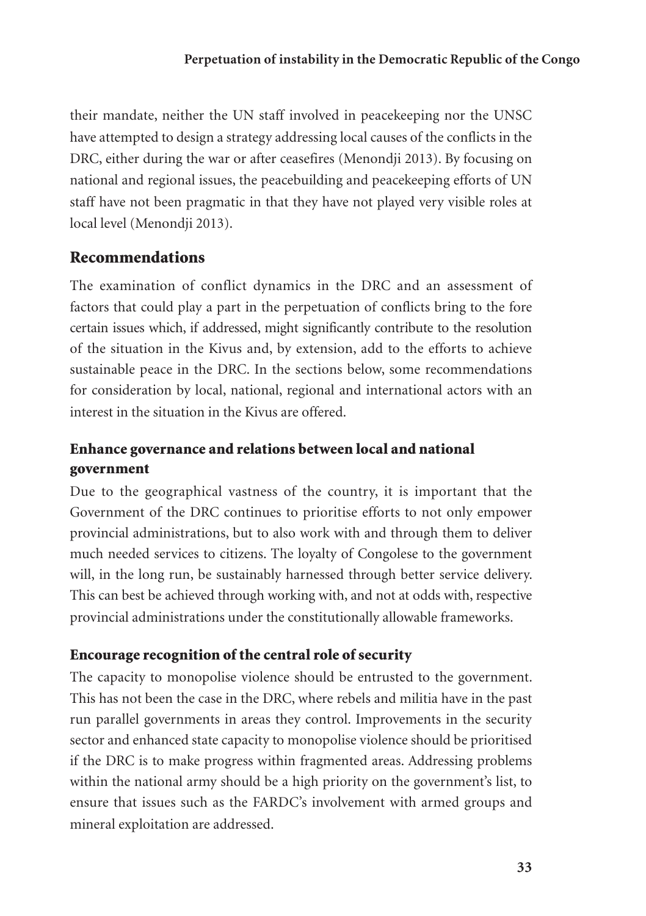their mandate, neither the UN staff involved in peacekeeping nor the UNSC have attempted to design a strategy addressing local causes of the conflicts in the DRC, either during the war or after ceasefires (Menondji 2013). By focusing on national and regional issues, the peacebuilding and peacekeeping efforts of UN staff have not been pragmatic in that they have not played very visible roles at local level (Menondji 2013).

## Recommendations

The examination of conflict dynamics in the DRC and an assessment of factors that could play a part in the perpetuation of conflicts bring to the fore certain issues which, if addressed, might significantly contribute to the resolution of the situation in the Kivus and, by extension, add to the efforts to achieve sustainable peace in the DRC. In the sections below, some recommendations for consideration by local, national, regional and international actors with an interest in the situation in the Kivus are offered.

### Enhance governance and relations between local and national government

Due to the geographical vastness of the country, it is important that the Government of the DRC continues to prioritise efforts to not only empower provincial administrations, but to also work with and through them to deliver much needed services to citizens. The loyalty of Congolese to the government will, in the long run, be sustainably harnessed through better service delivery. This can best be achieved through working with, and not at odds with, respective provincial administrations under the constitutionally allowable frameworks.

### Encourage recognition of the central role of security

The capacity to monopolise violence should be entrusted to the government. This has not been the case in the DRC, where rebels and militia have in the past run parallel governments in areas they control. Improvements in the security sector and enhanced state capacity to monopolise violence should be prioritised if the DRC is to make progress within fragmented areas. Addressing problems within the national army should be a high priority on the government's list, to ensure that issues such as the FARDC's involvement with armed groups and mineral exploitation are addressed.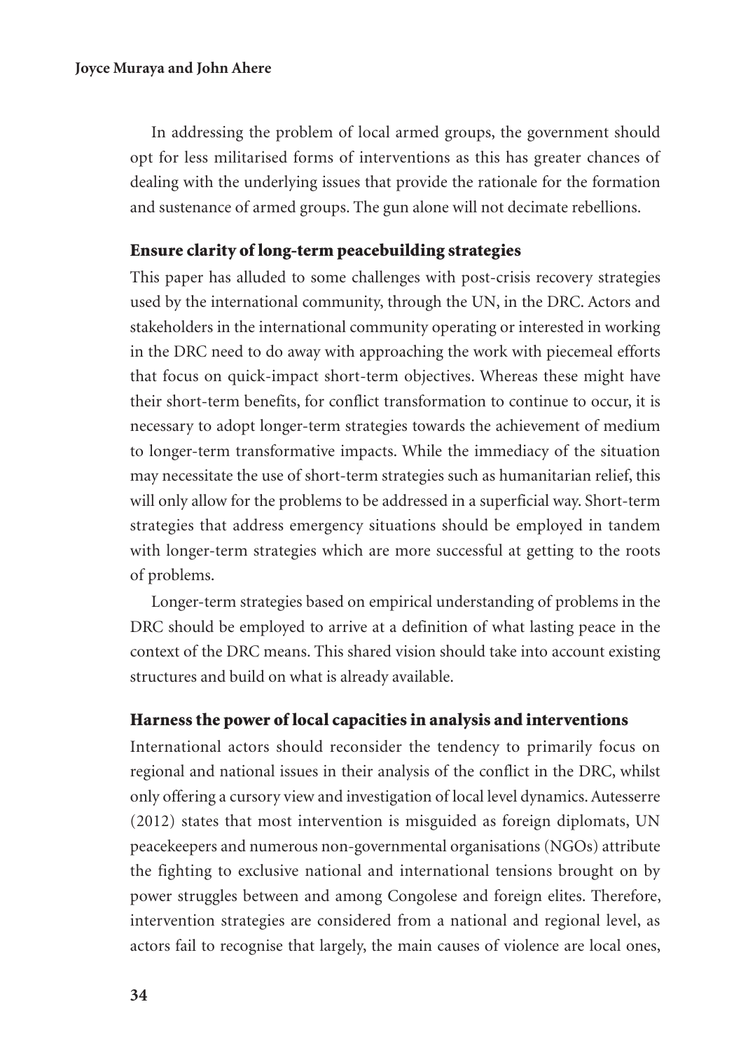In addressing the problem of local armed groups, the government should opt for less militarised forms of interventions as this has greater chances of dealing with the underlying issues that provide the rationale for the formation and sustenance of armed groups. The gun alone will not decimate rebellions.

### Ensure clarity of long-term peacebuilding strategies

This paper has alluded to some challenges with post-crisis recovery strategies used by the international community, through the UN, in the DRC. Actors and stakeholders in the international community operating or interested in working in the DRC need to do away with approaching the work with piecemeal efforts that focus on quick-impact short-term objectives. Whereas these might have their short-term benefits, for conflict transformation to continue to occur, it is necessary to adopt longer-term strategies towards the achievement of medium to longer-term transformative impacts. While the immediacy of the situation may necessitate the use of short-term strategies such as humanitarian relief, this will only allow for the problems to be addressed in a superficial way. Short-term strategies that address emergency situations should be employed in tandem with longer-term strategies which are more successful at getting to the roots of problems.

Longer-term strategies based on empirical understanding of problems in the DRC should be employed to arrive at a definition of what lasting peace in the context of the DRC means. This shared vision should take into account existing structures and build on what is already available.

### Harness the power of local capacities in analysis and interventions

International actors should reconsider the tendency to primarily focus on regional and national issues in their analysis of the conflict in the DRC, whilst only offering a cursory view and investigation of local level dynamics. Autesserre (2012) states that most intervention is misguided as foreign diplomats, UN peacekeepers and numerous non-governmental organisations (NGOs) attribute the fighting to exclusive national and international tensions brought on by power struggles between and among Congolese and foreign elites. Therefore, intervention strategies are considered from a national and regional level, as actors fail to recognise that largely, the main causes of violence are local ones,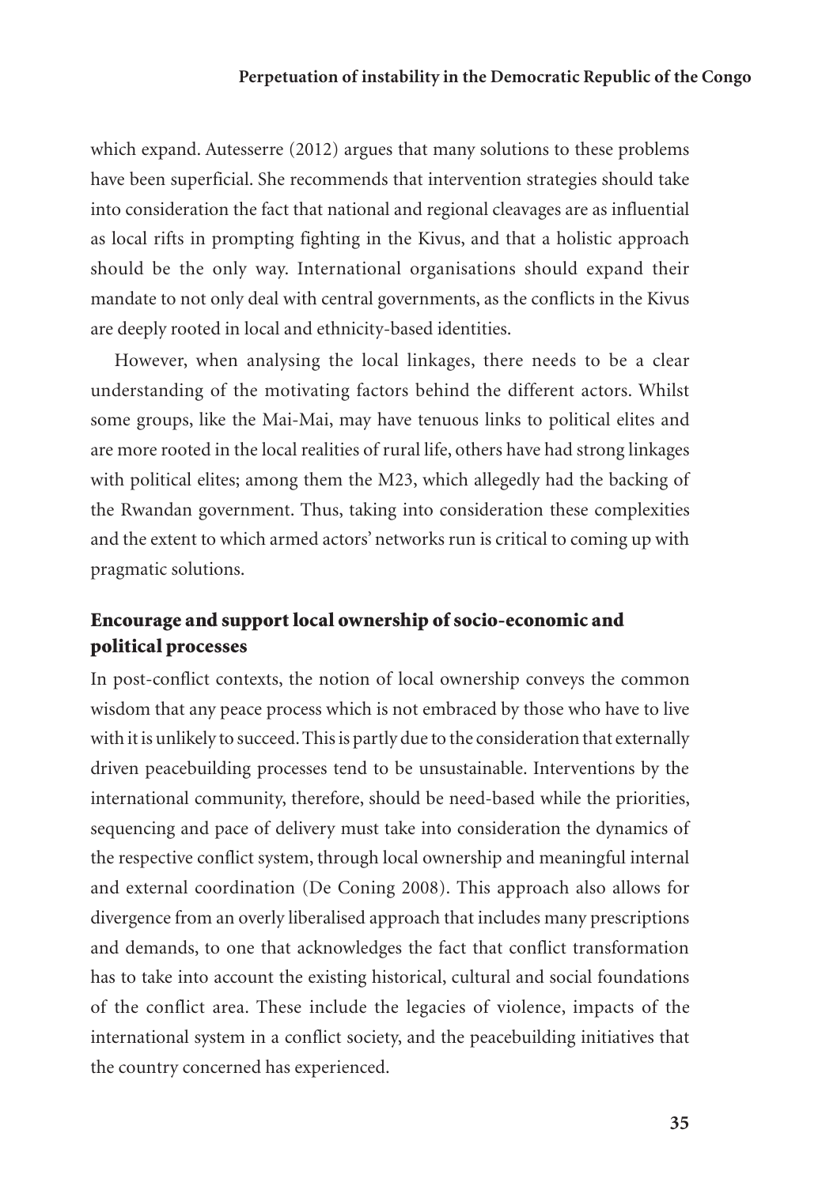which expand. Autesserre (2012) argues that many solutions to these problems have been superficial. She recommends that intervention strategies should take into consideration the fact that national and regional cleavages are as influential as local rifts in prompting fighting in the Kivus, and that a holistic approach should be the only way. International organisations should expand their mandate to not only deal with central governments, as the conflicts in the Kivus are deeply rooted in local and ethnicity-based identities.

However, when analysing the local linkages, there needs to be a clear understanding of the motivating factors behind the different actors. Whilst some groups, like the Mai-Mai, may have tenuous links to political elites and are more rooted in the local realities of rural life, others have had strong linkages with political elites; among them the M23, which allegedly had the backing of the Rwandan government. Thus, taking into consideration these complexities and the extent to which armed actors' networks run is critical to coming up with pragmatic solutions.

## Encourage and support local ownership of socio-economic and political processes

In post-conflict contexts, the notion of local ownership conveys the common wisdom that any peace process which is not embraced by those who have to live with it is unlikely to succeed. This is partly due to the consideration that externally driven peacebuilding processes tend to be unsustainable. Interventions by the international community, therefore, should be need-based while the priorities, sequencing and pace of delivery must take into consideration the dynamics of the respective conflict system, through local ownership and meaningful internal and external coordination (De Coning 2008). This approach also allows for divergence from an overly liberalised approach that includes many prescriptions and demands, to one that acknowledges the fact that conflict transformation has to take into account the existing historical, cultural and social foundations of the conflict area. These include the legacies of violence, impacts of the international system in a conflict society, and the peacebuilding initiatives that the country concerned has experienced.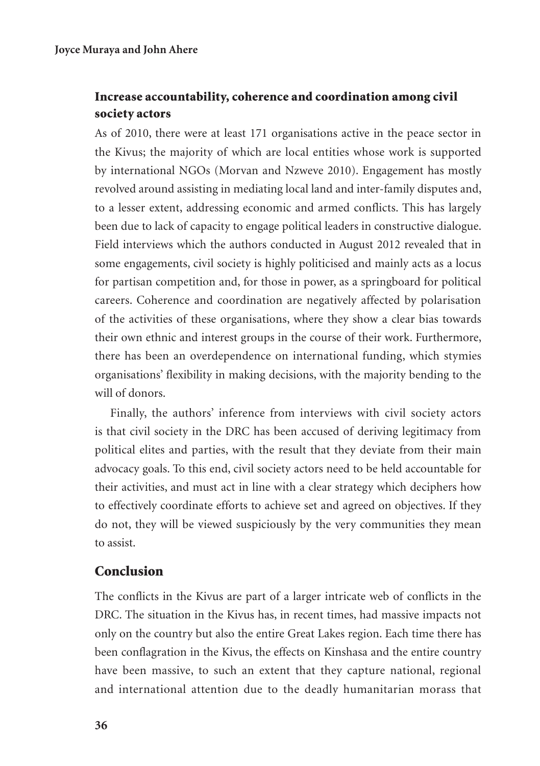### Increase accountability, coherence and coordination among civil society actors

As of 2010, there were at least 171 organisations active in the peace sector in the Kivus; the majority of which are local entities whose work is supported by international NGOs (Morvan and Nzweve 2010). Engagement has mostly revolved around assisting in mediating local land and inter-family disputes and, to a lesser extent, addressing economic and armed conflicts. This has largely been due to lack of capacity to engage political leaders in constructive dialogue. Field interviews which the authors conducted in August 2012 revealed that in some engagements, civil society is highly politicised and mainly acts as a locus for partisan competition and, for those in power, as a springboard for political careers. Coherence and coordination are negatively affected by polarisation of the activities of these organisations, where they show a clear bias towards their own ethnic and interest groups in the course of their work. Furthermore, there has been an overdependence on international funding, which stymies organisations' flexibility in making decisions, with the majority bending to the will of donors.

Finally, the authors' inference from interviews with civil society actors is that civil society in the DRC has been accused of deriving legitimacy from political elites and parties, with the result that they deviate from their main advocacy goals. To this end, civil society actors need to be held accountable for their activities, and must act in line with a clear strategy which deciphers how to effectively coordinate efforts to achieve set and agreed on objectives. If they do not, they will be viewed suspiciously by the very communities they mean to assist.

## Conclusion

The conflicts in the Kivus are part of a larger intricate web of conflicts in the DRC. The situation in the Kivus has, in recent times, had massive impacts not only on the country but also the entire Great Lakes region. Each time there has been conflagration in the Kivus, the effects on Kinshasa and the entire country have been massive, to such an extent that they capture national, regional and international attention due to the deadly humanitarian morass that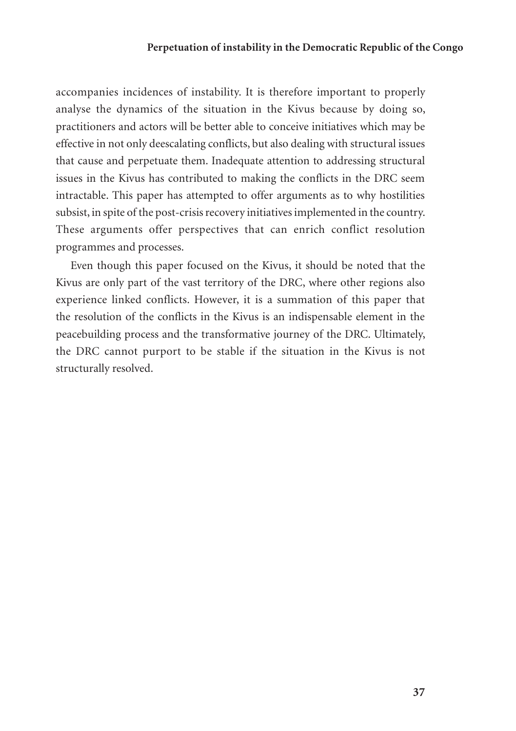accompanies incidences of instability. It is therefore important to properly analyse the dynamics of the situation in the Kivus because by doing so, practitioners and actors will be better able to conceive initiatives which may be effective in not only deescalating conflicts, but also dealing with structural issues that cause and perpetuate them. Inadequate attention to addressing structural issues in the Kivus has contributed to making the conflicts in the DRC seem intractable. This paper has attempted to offer arguments as to why hostilities subsist, in spite of the post-crisis recovery initiatives implemented in the country. These arguments offer perspectives that can enrich conflict resolution programmes and processes.

Even though this paper focused on the Kivus, it should be noted that the Kivus are only part of the vast territory of the DRC, where other regions also experience linked conflicts. However, it is a summation of this paper that the resolution of the conflicts in the Kivus is an indispensable element in the peacebuilding process and the transformative journey of the DRC. Ultimately, the DRC cannot purport to be stable if the situation in the Kivus is not structurally resolved.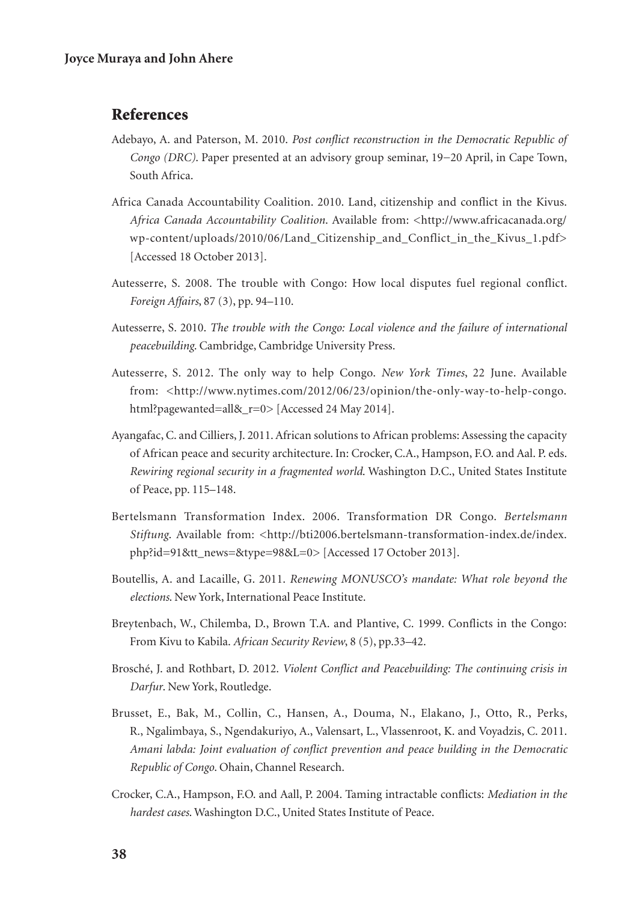## References

Adebayo, A. and Paterson, M. 2010. *Post conflict reconstruction in the Democratic Republic of Congo (DRC)*. Paper presented at an advisory group seminar, 19–20 April, in Cape Town, South Africa.

Africa Canada Accountability Coalition. 2010. Land, citizenship and conflict in the Kivus. *Africa Canada Accountability Coalition*. Available from: <http://www.africacanada.org/wp-content/uploads/2010/06/Land_Citizenship_and_Conflict_in_the_Kivus_1.pdf> [Accessed 18 October 2013].

Autesserre, S. 2008. The trouble with Congo: How local disputes fuel regional conflict. *Foreign Affairs*, 87 (3), pp. 94–110.

Autesserre, S. 2010. *The trouble with the Congo: Local violence and the failure of international peacebuilding*. Cambridge, Cambridge University Press.

Autesserre, S. 2012. The only way to help Congo. *New York Times*, 22 June. Available from: <http://www.nytimes.com/2012/06/23/opinion/the-only-way-to-help-congo.html?pagewanted=all&_r=0> [Accessed 24 May 2014].

Ayangafac, C. and Cilliers, J. 2011. African solutions to African problems: Assessing the capacity of African peace and security architecture. In: Crocker, C.A., Hampson, F.O. and Aal. P. eds. *Rewiring regional security in a fragmented world*. Washington D.C., United States Institute of Peace, pp. 115–148.

Bertelsmann Transformation Index. 2006. Transformation DR Congo. *Bertelsmann Stiftung*. Available from: <http://bti2006.bertelsmann-transformation-index.de/index.php?id=91&tt_news=&type=98&L=0> [Accessed 17 October 2013].

Boutellis, A. and Lacaille, G. 2011. *Renewing MONUSCO's mandate: What role beyond the elections*. New York, International Peace Institute.

Breytenbach, W., Chilemba, D., Brown T.A. and Plantive, C. 1999. Conflicts in the Congo: From Kivu to Kabila. *African Security Review*, 8 (5), pp.33–42.

Brosché, J. and Rothbart, D. 2012. *Violent Conflict and Peacebuilding: The continuing crisis in Darfur*. New York, Routledge.

Brusset, E., Bak, M., Collin, C., Hansen, A., Douma, N., Elakano, J., Otto, R., Perks, R., Ngalimbaya, S., Ngendakuriyo, A., Valensart, L., Vlassenroot, K. and Voyadzis, C. 2011. *Amani labda: Joint evaluation of conflict prevention and peace building in the Democratic Republic of Congo*. Ohain, Channel Research.

Crocker, C.A., Hampson, F.O. and Aall, P. 2004. Taming intractable conflicts: *Mediation in the hardest cases*. Washington D.C., United States Institute of Peace.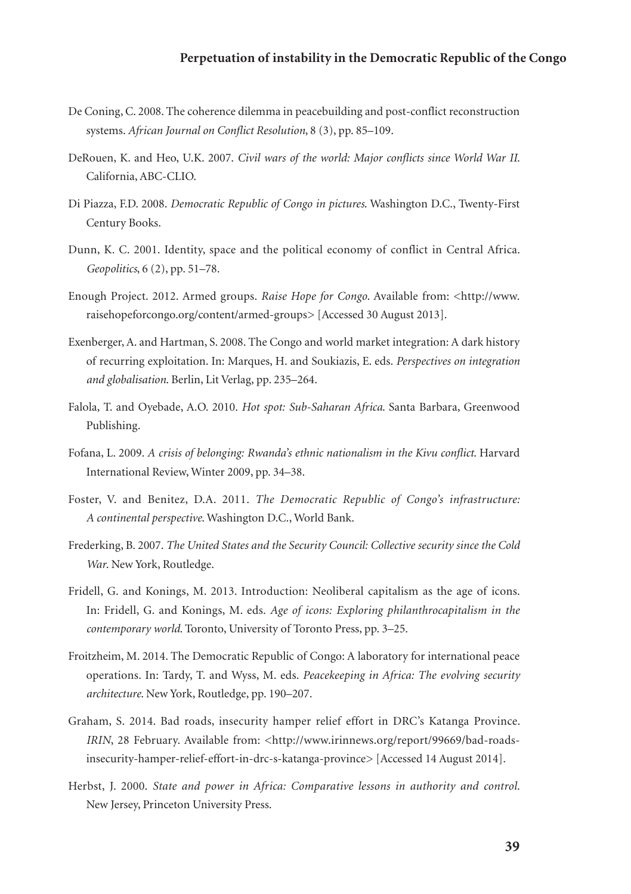De Coning, C. 2008. The coherence dilemma in peacebuilding and post-conflict reconstruction systems. *African Journal on Conflict Resolution*, 8 (3), pp. 85–109.

DeRouen, K. and Heo, U.K. 2007. *Civil wars of the world: Major conflicts since World War II*. California, ABC-CLIO.

Di Piazza, F.D. 2008. *Democratic Republic of Congo in pictures*. Washington D.C., Twenty-First Century Books.

Dunn, K. C. 2001. Identity, space and the political economy of conflict in Central Africa. *Geopolitics*, 6 (2), pp. 51–78.

Enough Project. 2012. Armed groups. *Raise Hope for Congo*. Available from: <http://www.raisehopeforcongo.org/content/armed-groups> [Accessed 30 August 2013].

Exenberger, A. and Hartman, S. 2008. The Congo and world market integration: A dark history of recurring exploitation. In: Marques, H. and Soukiazis, E. eds. *Perspectives on integration and globalisation*. Berlin, Lit Verlag, pp. 235–264.

Falola, T. and Oyebade, A.O. 2010. *Hot spot: Sub-Saharan Africa*. Santa Barbara, Greenwood Publishing.

Fofana, L. 2009. *A crisis of belonging: Rwanda's ethnic nationalism in the Kivu conflict*. Harvard International Review, Winter 2009, pp. 34–38.

Foster, V. and Benitez, D.A. 2011. *The Democratic Republic of Congo's infrastructure: A continental perspective*. Washington D.C., World Bank.

Frederking, B. 2007. *The United States and the Security Council: Collective security since the Cold War*. New York, Routledge.

Fridell, G. and Konings, M. 2013. Introduction: Neoliberal capitalism as the age of icons. In: Fridell, G. and Konings, M. eds. *Age of icons: Exploring philanthrocapitalism in the contemporary world*. Toronto, University of Toronto Press, pp. 3–25.

Froitzheim, M. 2014. The Democratic Republic of Congo: A laboratory for international peace operations. In: Tardy, T. and Wyss, M. eds. *Peacekeeping in Africa: The evolving security architecture*. New York, Routledge, pp. 190–207.

Graham, S. 2014. Bad roads, insecurity hamper relief effort in DRC's Katanga Province. *IRIN*, 28 February. Available from: <http://www.irinnews.org/report/99669/bad-roads-insecurity-hamper-relief-effort-in-drc-s-katanga-province> [Accessed 14 August 2014].

Herbst, J. 2000. *State and power in Africa: Comparative lessons in authority and control*. New Jersey, Princeton University Press.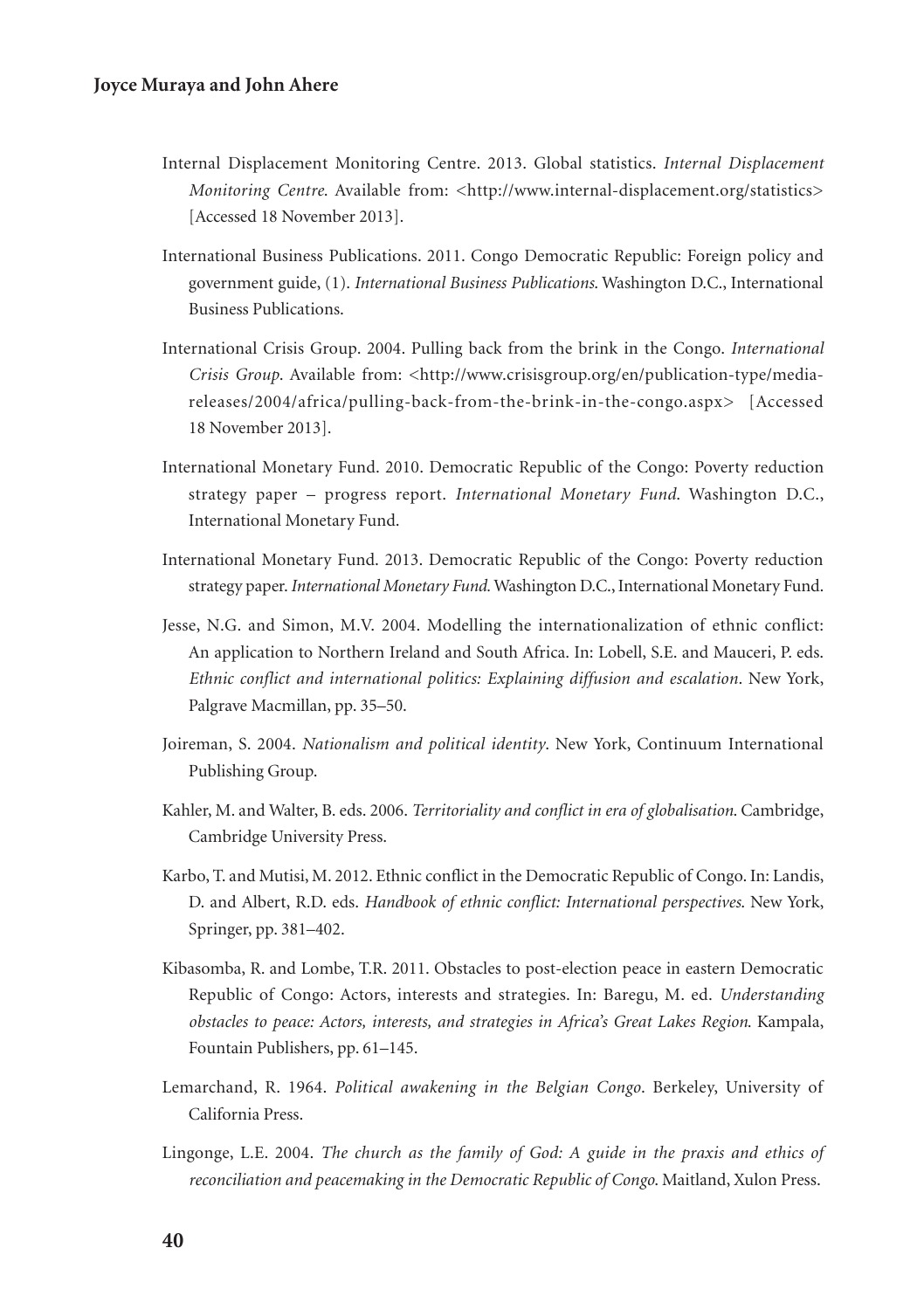Internal Displacement Monitoring Centre. 2013. Global statistics. *Internal Displacement Monitoring Centre*. Available from: <http://www.internal-displacement.org/statistics> [Accessed 18 November 2013].

International Business Publications. 2011. Congo Democratic Republic: Foreign policy and government guide, (1). *International Business Publications*. Washington D.C., International Business Publications.

International Crisis Group. 2004. Pulling back from the brink in the Congo. *International Crisis Group*. Available from: <http://www.crisisgroup.org/en/publication-type/media-releases/2004/africa/pulling-back-from-the-brink-in-the-congo.aspx> [Accessed 18 November 2013].

International Monetary Fund. 2010. Democratic Republic of the Congo: Poverty reduction strategy paper – progress report. *International Monetary Fund*. Washington D.C., International Monetary Fund.

International Monetary Fund. 2013. Democratic Republic of the Congo: Poverty reduction strategy paper. *International Monetary Fund*. Washington D.C., International Monetary Fund.

Jesse, N.G. and Simon, M.V. 2004. Modelling the internationalization of ethnic conflict: An application to Northern Ireland and South Africa. In: Lobell, S.E. and Mauceri, P. eds. *Ethnic conflict and international politics: Explaining diffusion and escalation*. New York, Palgrave Macmillan, pp. 35–50.

Joireman, S. 2004. *Nationalism and political identity*. New York, Continuum International Publishing Group.

Kahler, M. and Walter, B. eds. 2006. *Territoriality and conflict in era of globalisation*. Cambridge, Cambridge University Press.

Karbo, T. and Mutisi, M. 2012. Ethnic conflict in the Democratic Republic of Congo. In: Landis, D. and Albert, R.D. eds. *Handbook of ethnic conflict: International perspectives*. New York, Springer, pp. 381–402.

Kibasomba, R. and Lombe, T.R. 2011. Obstacles to post-election peace in eastern Democratic Republic of Congo: Actors, interests and strategies. In: Baregu, M. ed. *Understanding obstacles to peace: Actors, interests, and strategies in Africa's Great Lakes Region*. Kampala, Fountain Publishers, pp. 61–145.

Lemarchand, R. 1964. *Political awakening in the Belgian Congo*. Berkeley, University of California Press.

Lingonge, L.E. 2004. *The church as the family of God: A guide in the praxis and ethics of reconciliation and peacemaking in the Democratic Republic of Congo*. Maitland, Xulon Press.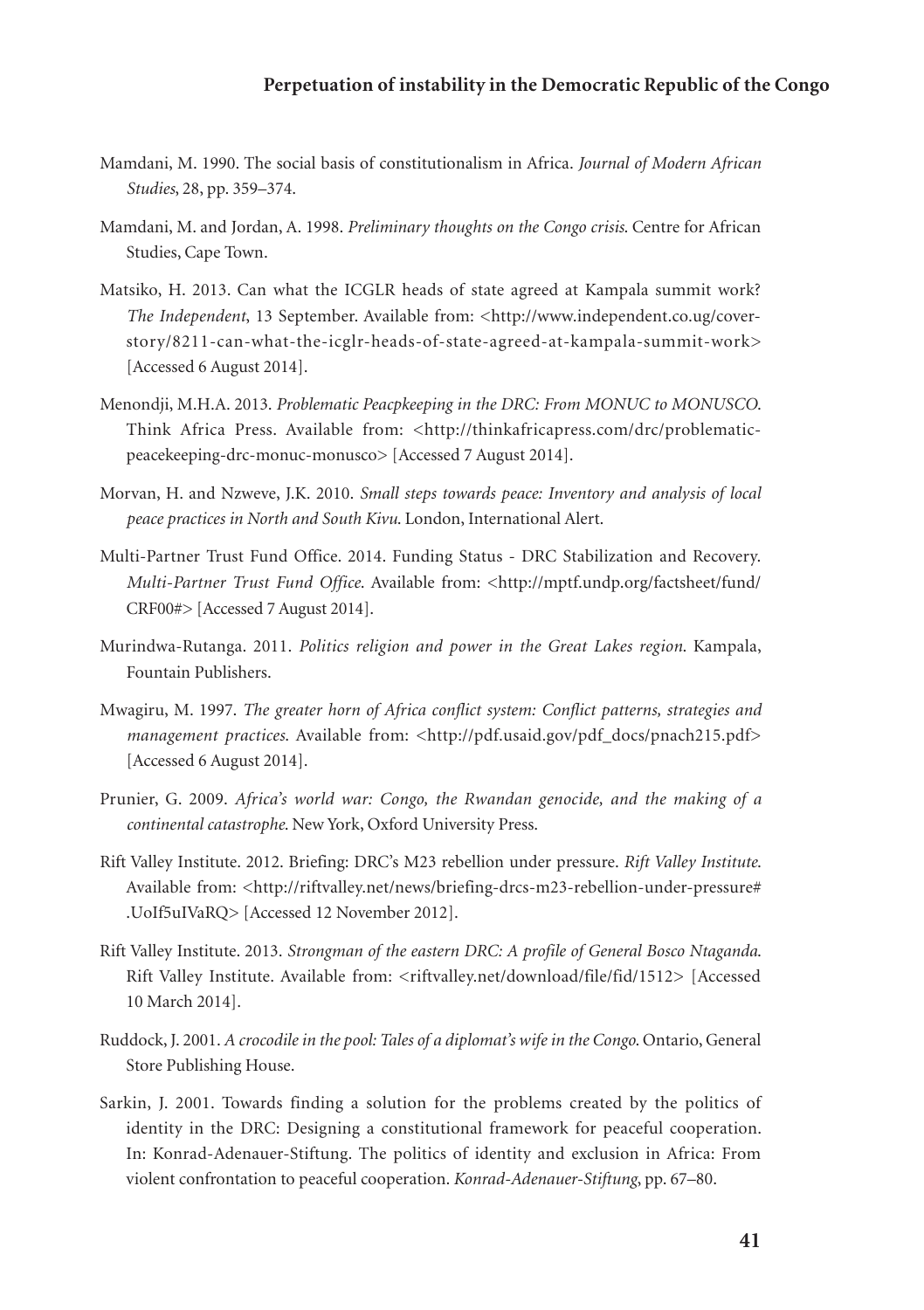Mamdani, M. 1990. The social basis of constitutionalism in Africa. *Journal of Modern African Studies*, 28, pp. 359–374.

Mamdani, M. and Jordan, A. 1998. *Preliminary thoughts on the Congo crisis*. Centre for African Studies, Cape Town.

Matsiko, H. 2013. Can what the ICGLR heads of state agreed at Kampala summit work? *The Independent*, 13 September. Available from: <http://www.independent.co.ug/cover-story/8211-can-what-the-icglr-heads-of-state-agreed-at-kampala-summit-work> [Accessed 6 August 2014].

Menondji, M.H.A. 2013. *Problematic Peacpkeeping in the DRC: From MONUC to MONUSCO*. Think Africa Press. Available from: <http://thinkafricapress.com/drc/problematic-peacekeeping-drc-monuc-monusco> [Accessed 7 August 2014].

Morvan, H. and Nzweve, J.K. 2010. *Small steps towards peace: Inventory and analysis of local peace practices in North and South Kivu*. London, International Alert.

Multi-Partner Trust Fund Office. 2014. Funding Status - DRC Stabilization and Recovery. *Multi-Partner Trust Fund Office*. Available from: <http://mptf.undp.org/factsheet/fund/CRF00#> [Accessed 7 August 2014].

Murindwa-Rutanga. 2011. *Politics religion and power in the Great Lakes region*. Kampala, Fountain Publishers.

Mwagiru, M. 1997. *The greater horn of Africa conflict system: Conflict patterns, strategies and management practices*. Available from: <http://pdf.usaid.gov/pdf_docs/pnach215.pdf> [Accessed 6 August 2014].

Prunier, G. 2009. *Africa's world war: Congo, the Rwandan genocide, and the making of a continental catastrophe*. New York, Oxford University Press.

Rift Valley Institute. 2012. Briefing: DRC's M23 rebellion under pressure. *Rift Valley Institute*. Available from: <http://riftvalley.net/news/briefing-drcs-m23-rebellion-under-pressure#.UoIf5uIVaRQ> [Accessed 12 November 2012].

Rift Valley Institute. 2013. *Strongman of the eastern DRC: A profile of General Bosco Ntaganda*. Rift Valley Institute. Available from: <riftvalley.net/download/file/fid/1512> [Accessed 10 March 2014].

Ruddock, J. 2001. *A crocodile in the pool: Tales of a diplomat's wife in the Congo*. Ontario, General Store Publishing House.

Sarkin, J. 2001. Towards finding a solution for the problems created by the politics of identity in the DRC: Designing a constitutional framework for peaceful cooperation. In: Konrad-Adenauer-Stiftung. The politics of identity and exclusion in Africa: From violent confrontation to peaceful cooperation. *Konrad-Adenauer-Stiftung*, pp. 67–80.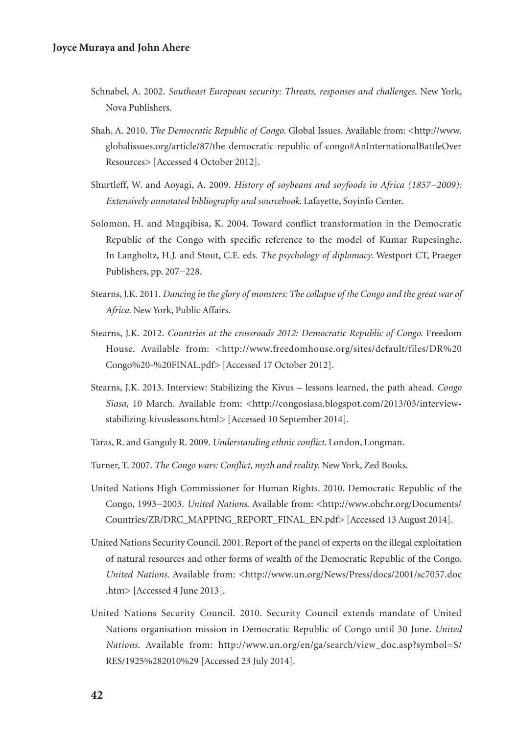Schnabel, A. 2002. *Southeast European security: Threats, responses and challenges*. New York, Nova Publishers.

Shah, A. 2010. *The Democratic Republic of Congo*. Global Issues. Available from: <http://www.globalissues.org/article/87/the-democratic-republic-of-congo#AnInternationalBattleOverResources> [Accessed 4 October 2012].

Shurtleff, W. and Aoyagi, A. 2009. *History of soybeans and soyfoods in Africa (1857–2009): Extensively annotated bibliography and sourcebook*. Lafayette, Soyinfo Center.

Solomon, H. and Mngqibisa, K. 2004. Toward conflict transformation in the Democratic Republic of the Congo with specific reference to the model of Kumar Rupesinghe. In Langholtz, H.J. and Stout, C.E. eds. *The psychology of diplomacy*. Westport CT, Praeger Publishers, pp. 207–228.

Stearns, J.K. 2011. *Dancing in the glory of monsters: The collapse of the Congo and the great war of Africa*. New York, Public Affairs.

Stearns, J.K. 2012. *Countries at the crossroads 2012: Democratic Republic of Congo*. Freedom House. Available from: <http://www.freedomhouse.org/sites/default/files/DR%20Congo%20-%20FINAL.pdf> [Accessed 17 October 2012].

Stearns, J.K. 2013. Interview: Stabilizing the Kivus – lessons learned, the path ahead. *Congo Siasa*, 10 March. Available from: <http://congosiasa.blogspot.com/2013/03/interview-stabilizing-kivuslessons.html> [Accessed 10 September 2014].

Taras, R. and Ganguly R. 2009. *Understanding ethnic conflict*. London, Longman.

Turner, T. 2007. *The Congo wars: Conflict, myth and reality*. New York, Zed Books.

United Nations High Commissioner for Human Rights. 2010. Democratic Republic of the Congo, 1993–2003. *United Nations*. Available from: <http://www.ohchr.org/Documents/Countries/ZR/DRC_MAPPING_REPORT_FINAL_EN.pdf> [Accessed 13 August 2014].

United Nations Security Council. 2001. Report of the panel of experts on the illegal exploitation of natural resources and other forms of wealth of the Democratic Republic of the Congo. *United Nations*. Available from: <http://www.un.org/News/Press/docs/2001/sc7057.doc.htm> [Accessed 4 June 2013].

United Nations Security Council. 2010. Security Council extends mandate of United Nations organisation mission in Democratic Republic of Congo until 30 June. *United Nations*. Available from: http://www.un.org/en/ga/search/view_doc.asp?symbol=S/RES/1925%282010%29 [Accessed 23 July 2014].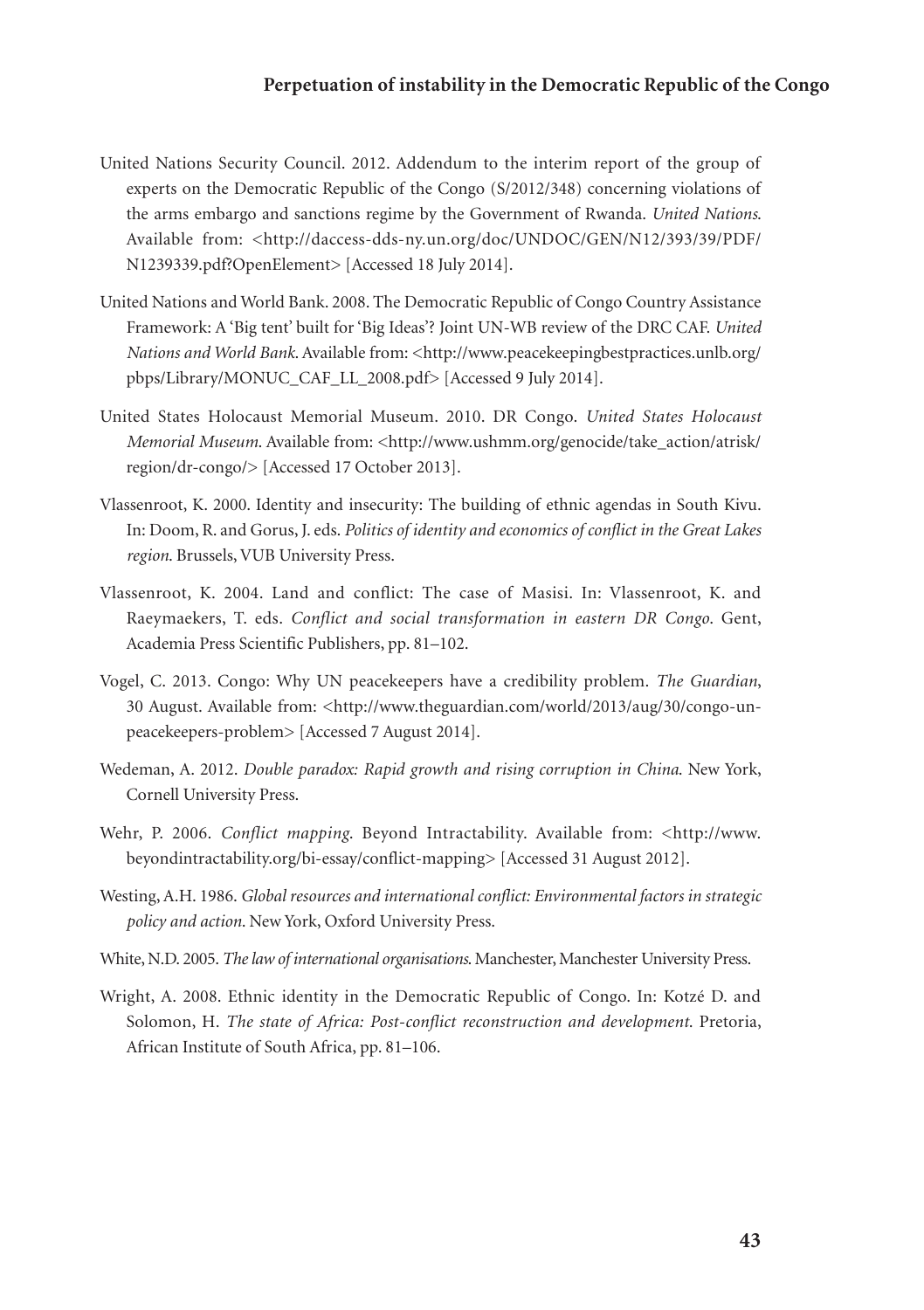United Nations Security Council. 2012. Addendum to the interim report of the group of experts on the Democratic Republic of the Congo (S/2012/348) concerning violations of the arms embargo and sanctions regime by the Government of Rwanda. *United Nations*. Available from: <http://daccess-dds-ny.un.org/doc/UNDOC/GEN/N12/393/39/PDF/N1239339.pdf?OpenElement> [Accessed 18 July 2014].

United Nations and World Bank. 2008. The Democratic Republic of Congo Country Assistance Framework: A 'Big tent' built for 'Big Ideas'? Joint UN-WB review of the DRC CAF. *United Nations and World Bank*. Available from: <http://www.peacekeepingbestpractices.unlb.org/pbps/Library/MONUC_CAF_LL_2008.pdf> [Accessed 9 July 2014].

United States Holocaust Memorial Museum. 2010. DR Congo. *United States Holocaust Memorial Museum*. Available from: <http://www.ushmm.org/genocide/take_action/atrisk/region/dr-congo/> [Accessed 17 October 2013].

Vlassenroot, K. 2000. Identity and insecurity: The building of ethnic agendas in South Kivu. In: Doom, R. and Gorus, J. eds. *Politics of identity and economics of conflict in the Great Lakes region*. Brussels, VUB University Press.

Vlassenroot, K. 2004. Land and conflict: The case of Masisi. In: Vlassenroot, K. and Raeymaekers, T. eds. *Conflict and social transformation in eastern DR Congo*. Gent, Academia Press Scientific Publishers, pp. 81–102.

Vogel, C. 2013. Congo: Why UN peacekeepers have a credibility problem. *The Guardian*, 30 August. Available from: <http://www.theguardian.com/world/2013/aug/30/congo-un-peacekeepers-problem> [Accessed 7 August 2014].

Wedeman, A. 2012. *Double paradox: Rapid growth and rising corruption in China*. New York, Cornell University Press.

Wehr, P. 2006. *Conflict mapping*. Beyond Intractability. Available from: <http://www.beyondintractability.org/bi-essay/conflict-mapping> [Accessed 31 August 2012].

Westing, A.H. 1986. *Global resources and international conflict: Environmental factors in strategic policy and action*. New York, Oxford University Press.

White, N.D. 2005. *The law of international organisations*. Manchester, Manchester University Press.

Wright, A. 2008. Ethnic identity in the Democratic Republic of Congo. In: Kotzé D. and Solomon, H. *The state of Africa: Post-conflict reconstruction and development*. Pretoria, African Institute of South Africa, pp. 81–106.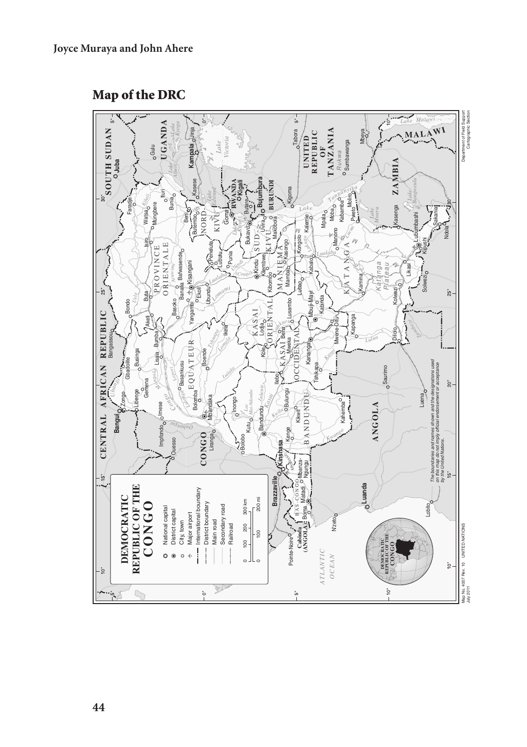## Map of the DRC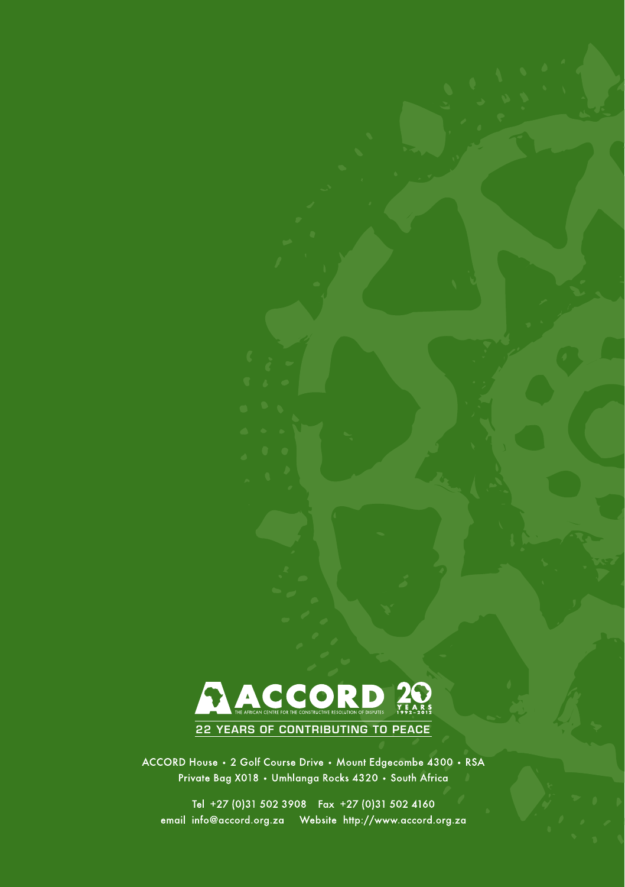ACCORD

THE AFRICAN CENTRE FOR THE CONSTRUCTIVE RESOLUTION OF DISPUTES

20 YEARS 1992–2012

22 YEARS OF CONTRIBUTING TO PEACE

ACCORD House • 2 Golf Course Drive • Mount Edgecombe 4300 • RSA
Private Bag X018 • Umhlanga Rocks 4320 • South Africa

Tel +27 (0)31 502 3908 Fax +27 (0)31 502 4160
email info@accord.org.za Website http://www.accord.org.za